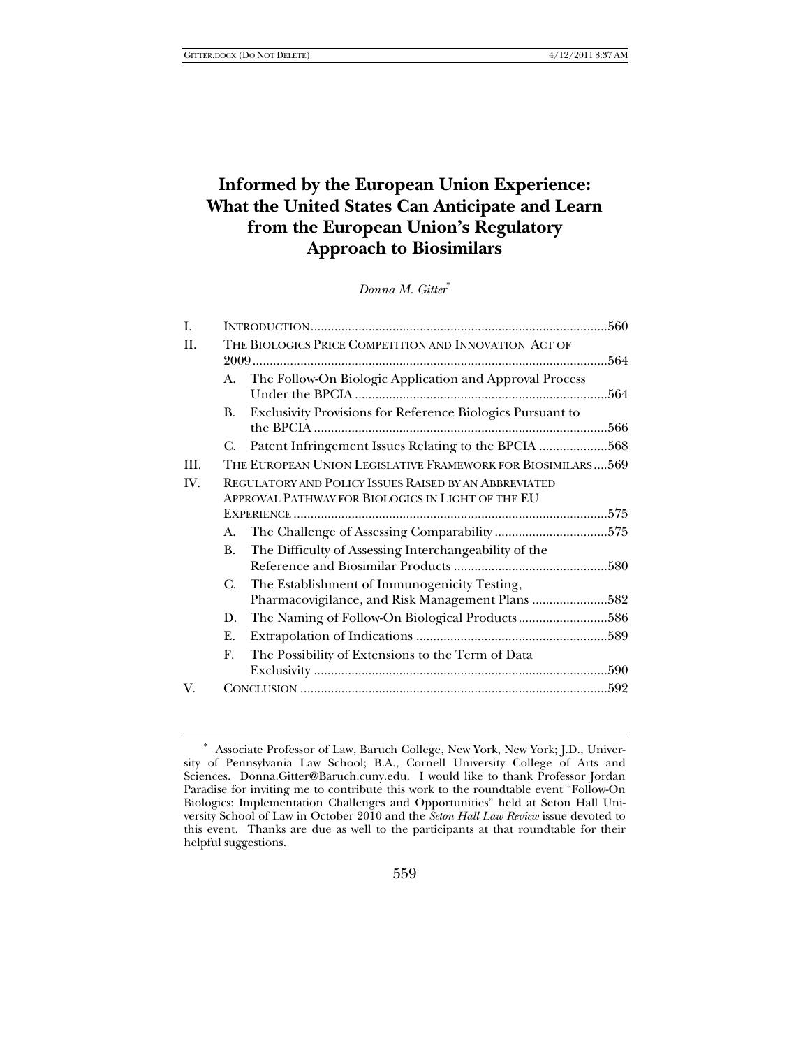# Informed by the European Union Experience: What the United States Can Anticipate and Learn from the European Union's Regulatory Approach to Biosimilars

*Donna M. Gitter*[*]

| | | | |
|---|---|---|---|
| I. | INTRODUCTION | | 560 |
| II. | THE BIOLOGICS PRICE COMPETITION AND INNOVATION ACT OF 2009 | | 564 |
| | A. | The Follow-On Biologic Application and Approval Process Under the BPCIA | 564 |
| | B. | Exclusivity Provisions for Reference Biologics Pursuant to the BPCIA | 566 |
| | C. | Patent Infringement Issues Relating to the BPCIA | 568 |
| III. | THE EUROPEAN UNION LEGISLATIVE FRAMEWORK FOR BIOSIMILARS | | 569 |
| IV. | REGULATORY AND POLICY ISSUES RAISED BY AN ABBREVIATED APPROVAL PATHWAY FOR BIOLOGICS IN LIGHT OF THE EU EXPERIENCE | | 575 |
| | A. | The Challenge of Assessing Comparability | 575 |
| | B. | The Difficulty of Assessing Interchangeability of the Reference and Biosimilar Products | 580 |
| | C. | The Establishment of Immunogenicity Testing, Pharmacovigilance, and Risk Management Plans | 582 |
| | D. | The Naming of Follow-On Biological Products | 586 |
| | E. | Extrapolation of Indications | 589 |
| | F. | The Possibility of Extensions to the Term of Data Exclusivity | 590 |
| V. | CONCLUSION | | 592 |

[*] Associate Professor of Law, Baruch College, New York, New York; J.D., University of Pennsylvania Law School; B.A., Cornell University College of Arts and Sciences. Donna.Gitter@Baruch.cuny.edu. I would like to thank Professor Jordan Paradise for inviting me to contribute this work to the roundtable event "Follow-On Biologics: Implementation Challenges and Opportunities" held at Seton Hall University School of Law in October 2010 and the *Seton Hall Law Review* issue devoted to this event. Thanks are due as well to the participants at that roundtable for their helpful suggestions.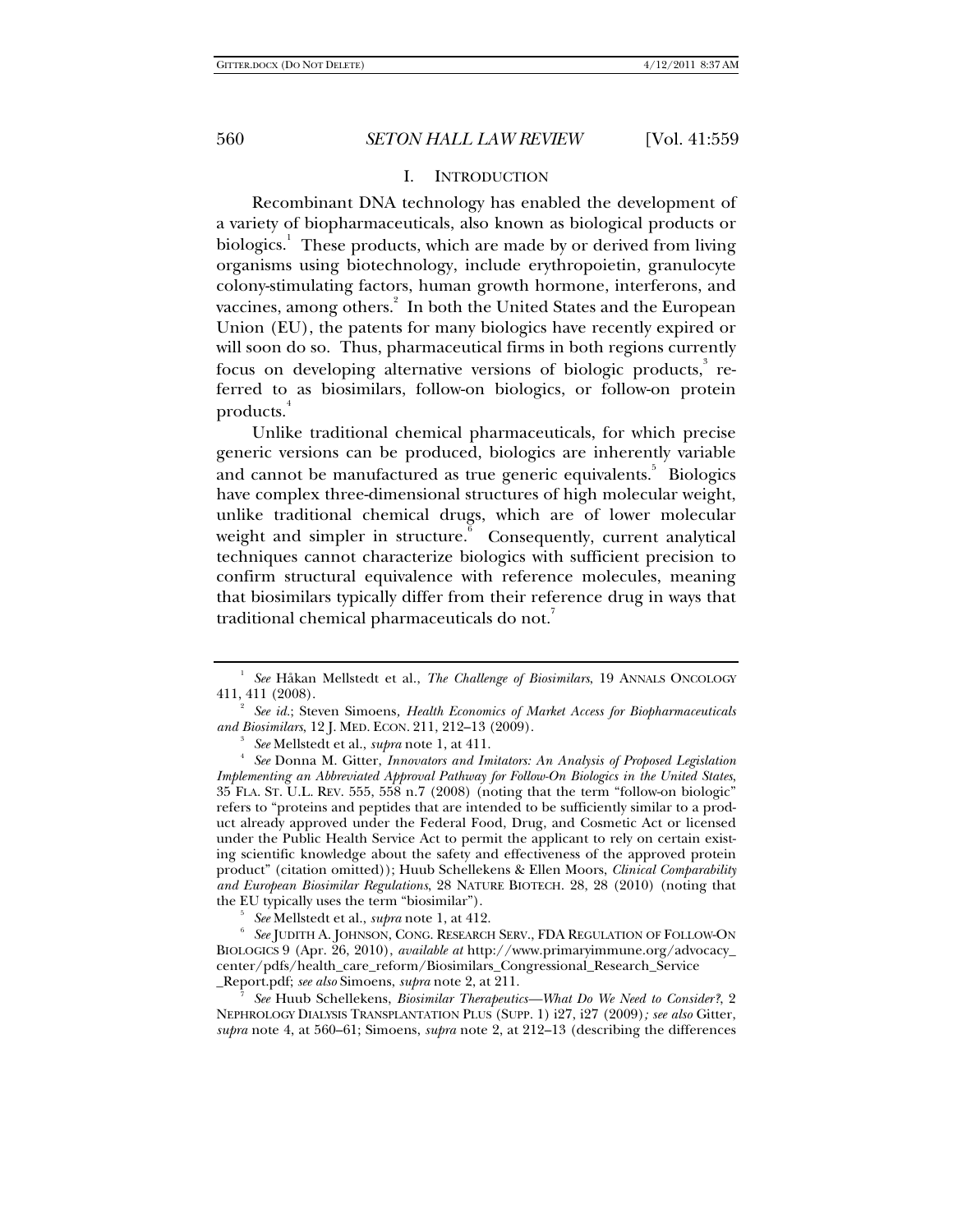## I. INTRODUCTION

Recombinant DNA technology has enabled the development of a variety of biopharmaceuticals, also known as biological products or biologics.[1] These products, which are made by or derived from living organisms using biotechnology, include erythropoietin, granulocyte colony-stimulating factors, human growth hormone, interferons, and vaccines, among others.[2] In both the United States and the European Union (EU), the patents for many biologics have recently expired or will soon do so. Thus, pharmaceutical firms in both regions currently focus on developing alternative versions of biologic products,[3] referred to as biosimilars, follow-on biologics, or follow-on protein products.[4]

Unlike traditional chemical pharmaceuticals, for which precise generic versions can be produced, biologics are inherently variable and cannot be manufactured as true generic equivalents.[5] Biologics have complex three-dimensional structures of high molecular weight, unlike traditional chemical drugs, which are of lower molecular weight and simpler in structure.[6] Consequently, current analytical techniques cannot characterize biologics with sufficient precision to confirm structural equivalence with reference molecules, meaning that biosimilars typically differ from their reference drug in ways that traditional chemical pharmaceuticals do not.[7]

---

[1] *See* Håkan Mellstedt et al., *The Challenge of Biosimilars*, 19 ANNALS ONCOLOGY 411, 411 (2008).

[2] *See id.*; Steven Simoens, *Health Economics of Market Access for Biopharmaceuticals and Biosimilars*, 12 J. MED. ECON. 211, 212–13 (2009).

[3] *See* Mellstedt et al., *supra* note 1, at 411.

[4] *See* Donna M. Gitter, *Innovators and Imitators: An Analysis of Proposed Legislation Implementing an Abbreviated Approval Pathway for Follow-On Biologics in the United States*, 35 FLA. ST. U.L. REV. 555, 558 n.7 (2008) (noting that the term "follow-on biologic" refers to "proteins and peptides that are intended to be sufficiently similar to a product already approved under the Federal Food, Drug, and Cosmetic Act or licensed under the Public Health Service Act to permit the applicant to rely on certain existing scientific knowledge about the safety and effectiveness of the approved protein product" (citation omitted)); Huub Schellekens & Ellen Moors, *Clinical Comparability and European Biosimilar Regulations*, 28 NATURE BIOTECH. 28, 28 (2010) (noting that the EU typically uses the term "biosimilar").

[5] *See* Mellstedt et al., *supra* note 1, at 412.

[6] *See* JUDITH A. JOHNSON, CONG. RESEARCH SERV., FDA REGULATION OF FOLLOW-ON BIOLOGICS 9 (Apr. 26, 2010), *available at* http://www.primaryimmune.org/advocacy_center/pdfs/health_care_reform/Biosimilars_Congressional_Research_Service_Report.pdf; *see also* Simoens, *supra* note 2, at 211.

[7] *See* Huub Schellekens, *Biosimilar Therapeutics—What Do We Need to Consider?*, 2 NEPHROLOGY DIALYSIS TRANSPLANTATION PLUS (SUPP. 1) i27, i27 (2009)*; see also* Gitter, *supra* note 4, at 560–61; Simoens, *supra* note 2, at 212–13 (describing the differences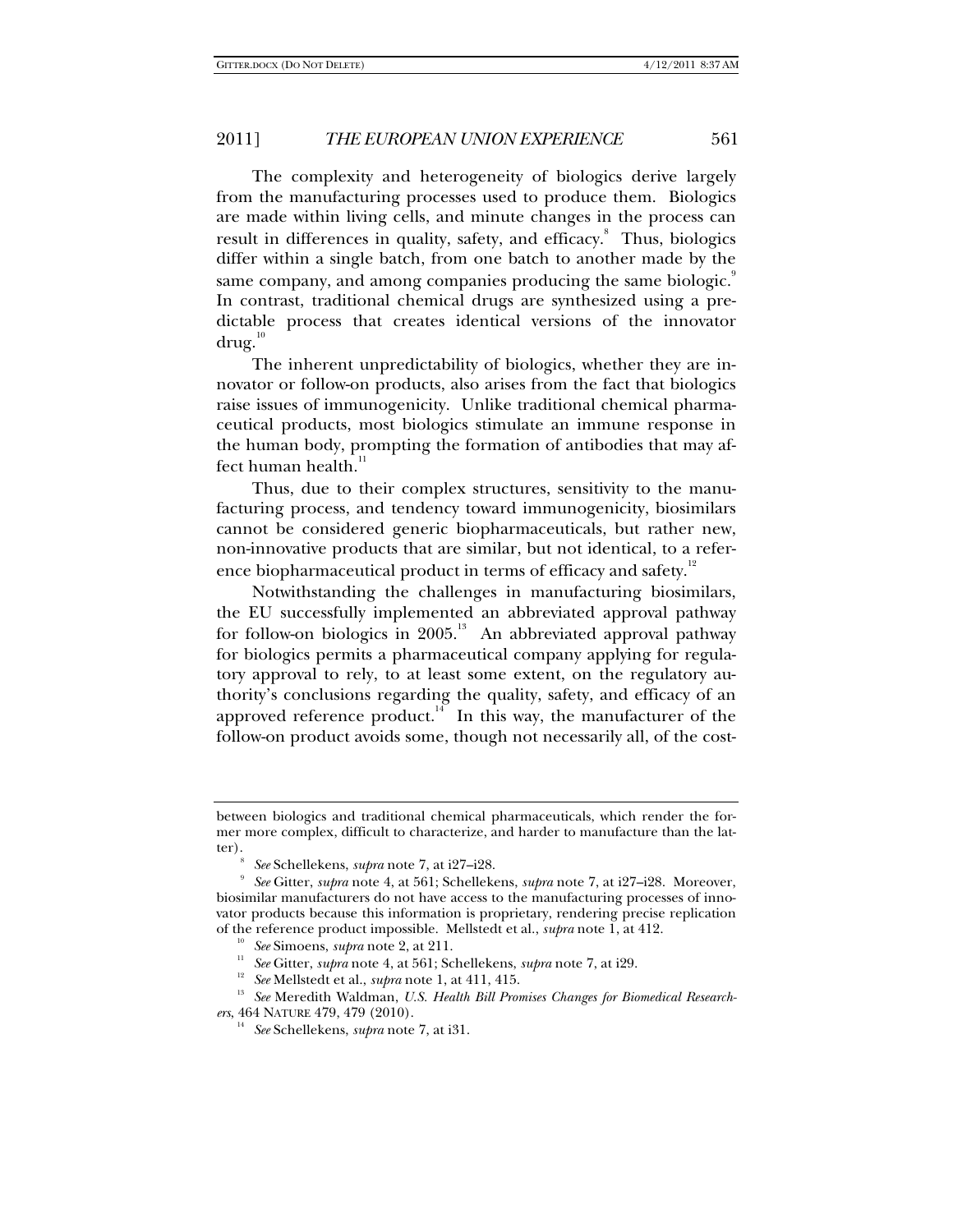The complexity and heterogeneity of biologics derive largely from the manufacturing processes used to produce them. Biologics are made within living cells, and minute changes in the process can result in differences in quality, safety, and efficacy.[8] Thus, biologics differ within a single batch, from one batch to another made by the same company, and among companies producing the same biologic.[9] In contrast, traditional chemical drugs are synthesized using a predictable process that creates identical versions of the innovator drug.[10]

The inherent unpredictability of biologics, whether they are innovator or follow-on products, also arises from the fact that biologics raise issues of immunogenicity. Unlike traditional chemical pharmaceutical products, most biologics stimulate an immune response in the human body, prompting the formation of antibodies that may affect human health.[11]

Thus, due to their complex structures, sensitivity to the manufacturing process, and tendency toward immunogenicity, biosimilars cannot be considered generic biopharmaceuticals, but rather new, non-innovative products that are similar, but not identical, to a reference biopharmaceutical product in terms of efficacy and safety.[12]

Notwithstanding the challenges in manufacturing biosimilars, the EU successfully implemented an abbreviated approval pathway for follow-on biologics in 2005.[13] An abbreviated approval pathway for biologics permits a pharmaceutical company applying for regulatory approval to rely, to at least some extent, on the regulatory authority's conclusions regarding the quality, safety, and efficacy of an approved reference product.[14] In this way, the manufacturer of the follow-on product avoids some, though not necessarily all, of the cost-

---

between biologics and traditional chemical pharmaceuticals, which render the former more complex, difficult to characterize, and harder to manufacture than the latter).

[8] *See* Schellekens, *supra* note 7, at i27–i28.

[9] *See* Gitter, *supra* note 4, at 561; Schellekens, *supra* note 7, at i27–i28. Moreover, biosimilar manufacturers do not have access to the manufacturing processes of innovator products because this information is proprietary, rendering precise replication of the reference product impossible. Mellstedt et al., *supra* note 1, at 412.

[10] *See* Simoens, *supra* note 2, at 211.

[11] *See* Gitter, *supra* note 4, at 561; Schellekens, *supra* note 7, at i29.

[12] *See* Mellstedt et al., *supra* note 1, at 411, 415.

[13] *See* Meredith Waldman, *U.S. Health Bill Promises Changes for Biomedical Researchers*, 464 NATURE 479, 479 (2010).

[14] *See* Schellekens, *supra* note 7, at i31.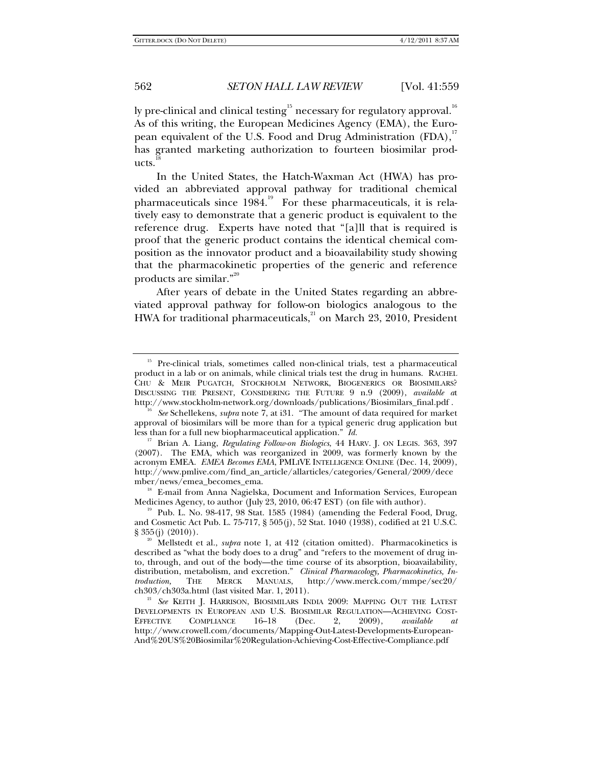ly pre-clinical and clinical testing[15] necessary for regulatory approval.[16] As of this writing, the European Medicines Agency (EMA), the European equivalent of the U.S. Food and Drug Administration (FDA),[17] has granted marketing authorization to fourteen biosimilar products.[18]

In the United States, the Hatch-Waxman Act (HWA) has provided an abbreviated approval pathway for traditional chemical pharmaceuticals since 1984.[19] For these pharmaceuticals, it is relatively easy to demonstrate that a generic product is equivalent to the reference drug. Experts have noted that "[a]ll that is required is proof that the generic product contains the identical chemical composition as the innovator product and a bioavailability study showing that the pharmacokinetic properties of the generic and reference products are similar."[20]

After years of debate in the United States regarding an abbreviated approval pathway for follow-on biologics analogous to the HWA for traditional pharmaceuticals,[21] on March 23, 2010, President

---

[15] Pre-clinical trials, sometimes called non-clinical trials, test a pharmaceutical product in a lab or on animals, while clinical trials test the drug in humans. RACHEL CHU & MEIR PUGATCH, STOCKHOLM NETWORK, BIOGENERICS OR BIOSIMILARS? DISCUSSING THE PRESENT, CONSIDERING THE FUTURE 9 n.9 (2009), *available a*t http://www.stockholm-network.org/downloads/publications/Biosimilars_final.pdf .

[16] *See* Schellekens, *supra* note 7, at i31. "The amount of data required for market approval of biosimilars will be more than for a typical generic drug application but less than for a full new biopharmaceutical application." *Id.*

[17] Brian A. Liang, *Regulating Follow-on Biologics*, 44 HARV. J. ON LEGIS. 363, 397 (2007). The EMA, which was reorganized in 2009, was formerly known by the acronym EMEA. *EMEA Becomes EMA*, PMLIVE INTELLIGENCE ONLINE (Dec. 14, 2009), http://www.pmlive.com/find_an_article/allarticles/categories/General/2009/december/news/emea_becomes_ema.

[18] E-mail from Anna Nagielska, Document and Information Services, European Medicines Agency, to author (July 23, 2010, 06:47 EST) (on file with author).

[19] Pub. L. No. 98-417, 98 Stat. 1585 (1984) (amending the Federal Food, Drug, and Cosmetic Act Pub. L. 75-717, § 505(j), 52 Stat. 1040 (1938), codified at 21 U.S.C. § 355(j) (2010)).

[20] Mellstedt et al., *supra* note 1, at 412 (citation omitted). Pharmacokinetics is described as "what the body does to a drug" and "refers to the movement of drug into, through, and out of the body—the time course of its absorption, bioavailability, distribution, metabolism, and excretion." *Clinical Pharmacology, Pharmacokinetics, Introduction,* THE MERCK MANUALS, http://www.merck.com/mmpe/sec20/ch303/ch303a.html (last visited Mar. 1, 2011).

[21] *See* KEITH J. HARRISON, BIOSIMILARS INDIA 2009: MAPPING OUT THE LATEST DEVELOPMENTS IN EUROPEAN AND U.S. BIOSIMILAR REGULATION—ACHIEVING COST-EFFECTIVE COMPLIANCE 16–18 (Dec. 2, 2009), *available at* http://www.crowell.com/documents/Mapping-Out-Latest-Developments-European-And%20US%20Biosimilar%20Regulation-Achieving-Cost-Effective-Compliance.pdf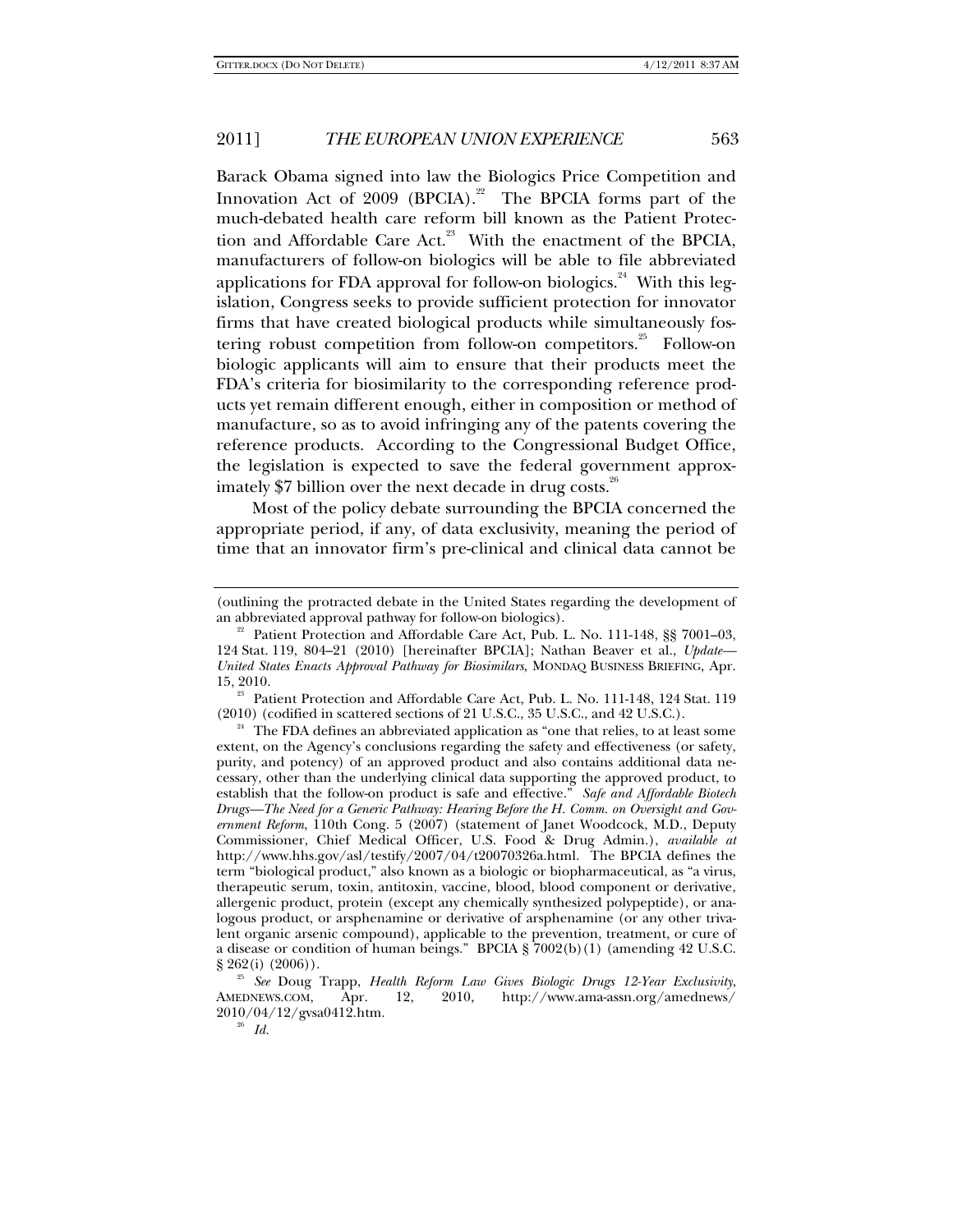Barack Obama signed into law the Biologics Price Competition and Innovation Act of 2009 (BPCIA).[22] The BPCIA forms part of the much-debated health care reform bill known as the Patient Protection and Affordable Care Act.[23] With the enactment of the BPCIA, manufacturers of follow-on biologics will be able to file abbreviated applications for FDA approval for follow-on biologics.[24] With this legislation, Congress seeks to provide sufficient protection for innovator firms that have created biological products while simultaneously fostering robust competition from follow-on competitors.[25] Follow-on biologic applicants will aim to ensure that their products meet the FDA's criteria for biosimilarity to the corresponding reference products yet remain different enough, either in composition or method of manufacture, so as to avoid infringing any of the patents covering the reference products. According to the Congressional Budget Office, the legislation is expected to save the federal government approximately $7 billion over the next decade in drug costs.[26]

Most of the policy debate surrounding the BPCIA concerned the appropriate period, if any, of data exclusivity, meaning the period of time that an innovator firm's pre-clinical and clinical data cannot be

---

(outlining the protracted debate in the United States regarding the development of an abbreviated approval pathway for follow-on biologics).

[22] Patient Protection and Affordable Care Act, Pub. L. No. 111-148, §§ 7001–03, 124 Stat. 119, 804–21 (2010) [hereinafter BPCIA]; Nathan Beaver et al., *Update—United States Enacts Approval Pathway for Biosimilars*, MONDAQ BUSINESS BRIEFING, Apr. 15, 2010.

[23] Patient Protection and Affordable Care Act, Pub. L. No. 111-148, 124 Stat. 119 (2010) (codified in scattered sections of 21 U.S.C., 35 U.S.C., and 42 U.S.C.).

[24] The FDA defines an abbreviated application as "one that relies, to at least some extent, on the Agency's conclusions regarding the safety and effectiveness (or safety, purity, and potency) of an approved product and also contains additional data necessary, other than the underlying clinical data supporting the approved product, to establish that the follow-on product is safe and effective." *Safe and Affordable Biotech Drugs—The Need for a Generic Pathway: Hearing Before the H. Comm. on Oversight and Government Reform*, 110th Cong. 5 (2007) (statement of Janet Woodcock, M.D., Deputy Commissioner, Chief Medical Officer, U.S. Food & Drug Admin.), *available at* http://www.hhs.gov/asl/testify/2007/04/t20070326a.html. The BPCIA defines the term "biological product," also known as a biologic or biopharmaceutical, as "a virus, therapeutic serum, toxin, antitoxin, vaccine, blood, blood component or derivative, allergenic product, protein (except any chemically synthesized polypeptide), or analogous product, or arsphenamine or derivative of arsphenamine (or any other trivalent organic arsenic compound), applicable to the prevention, treatment, or cure of a disease or condition of human beings." BPCIA § 7002(b)(1) (amending 42 U.S.C. § 262(i) (2006)).

[25] *See* Doug Trapp, *Health Reform Law Gives Biologic Drugs 12-Year Exclusivity*, AMEDNEWS.COM, Apr. 12, 2010, http://www.ama-assn.org/amednews/2010/04/12/gvsa0412.htm.

[26] *Id.*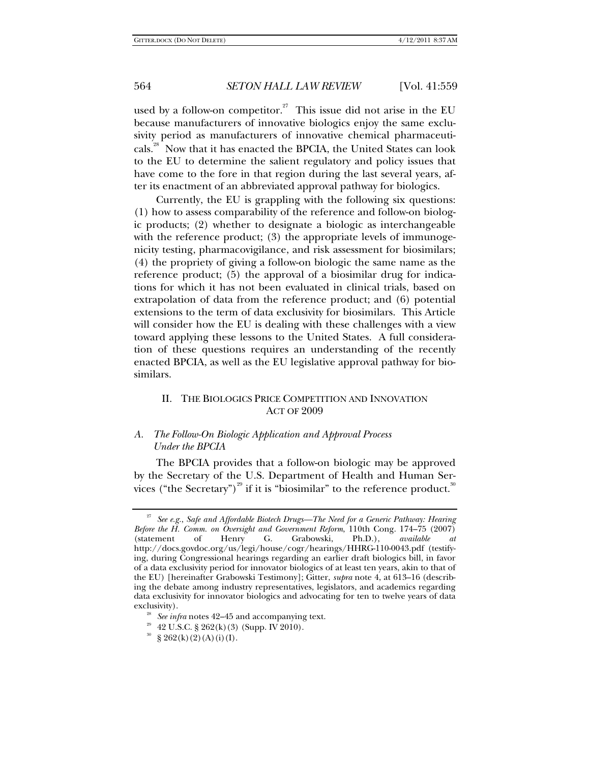used by a follow-on competitor.[27] This issue did not arise in the EU because manufacturers of innovative biologics enjoy the same exclusivity period as manufacturers of innovative chemical pharmaceuticals.[28] Now that it has enacted the BPCIA, the United States can look to the EU to determine the salient regulatory and policy issues that have come to the fore in that region during the last several years, after its enactment of an abbreviated approval pathway for biologics.

Currently, the EU is grappling with the following six questions: (1) how to assess comparability of the reference and follow-on biologic products; (2) whether to designate a biologic as interchangeable with the reference product; (3) the appropriate levels of immunogenicity testing, pharmacovigilance, and risk assessment for biosimilars; (4) the propriety of giving a follow-on biologic the same name as the reference product; (5) the approval of a biosimilar drug for indications for which it has not been evaluated in clinical trials, based on extrapolation of data from the reference product; and (6) potential extensions to the term of data exclusivity for biosimilars. This Article will consider how the EU is dealing with these challenges with a view toward applying these lessons to the United States. A full consideration of these questions requires an understanding of the recently enacted BPCIA, as well as the EU legislative approval pathway for biosimilars.

## II. THE BIOLOGICS PRICE COMPETITION AND INNOVATION ACT OF 2009

### A. *The Follow-On Biologic Application and Approval Process Under the BPCIA*

The BPCIA provides that a follow-on biologic may be approved by the Secretary of the U.S. Department of Health and Human Services ("the Secretary")[29] if it is "biosimilar" to the reference product.[30]

---

[27] *See e.g.*, *Safe and Affordable Biotech Drugs—The Need for a Generic Pathway: Hearing Before the H. Comm. on Oversight and Government Reform*, 110th Cong. 174–75 (2007) (statement of Henry G. Grabowski, Ph.D.), *available at* http://docs.govdoc.org/us/legi/house/cogr/hearings/HHRG-110-0043.pdf (testifying, during Congressional hearings regarding an earlier draft biologics bill, in favor of a data exclusivity period for innovator biologics of at least ten years, akin to that of the EU) [hereinafter Grabowski Testimony]; Gitter, *supra* note 4, at 613–16 (describing the debate among industry representatives, legislators, and academics regarding data exclusivity for innovator biologics and advocating for ten to twelve years of data exclusivity).

[28] *See infra* notes 42–45 and accompanying text.

[29] 42 U.S.C. § 262(k)(3) (Supp. IV 2010).

[30] § 262(k)(2)(A)(i)(I).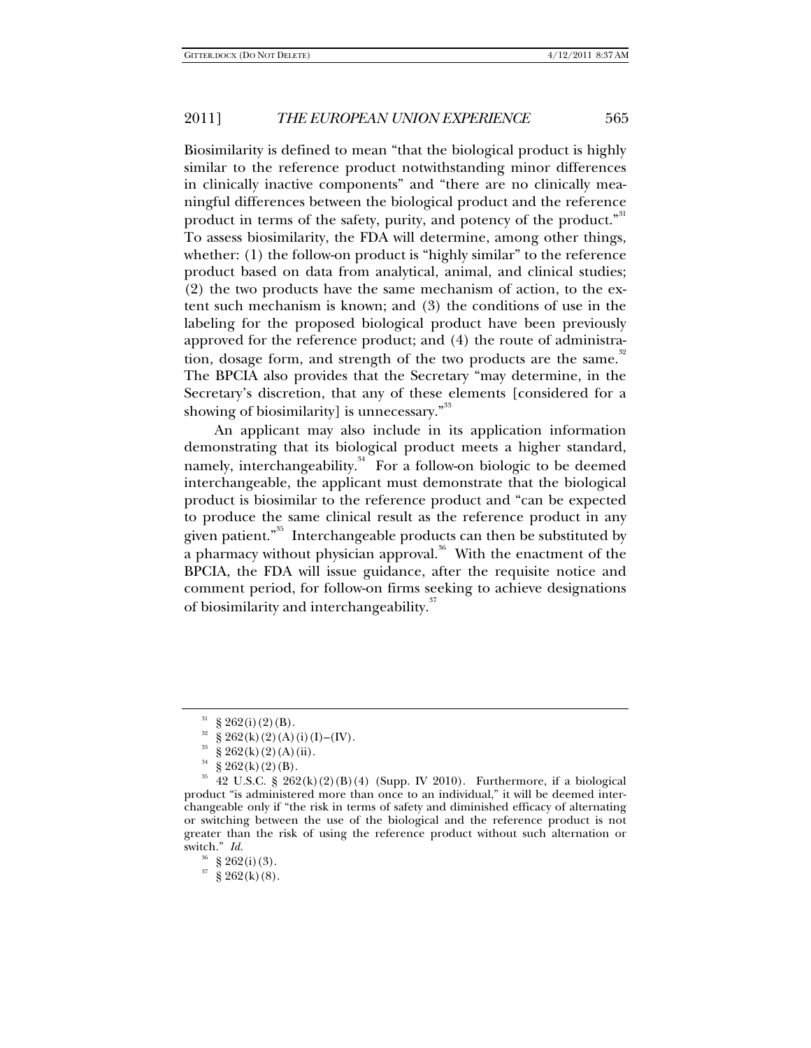Biosimilarity is defined to mean "that the biological product is highly similar to the reference product notwithstanding minor differences in clinically inactive components" and "there are no clinically meaningful differences between the biological product and the reference product in terms of the safety, purity, and potency of the product."[31] To assess biosimilarity, the FDA will determine, among other things, whether: (1) the follow-on product is "highly similar" to the reference product based on data from analytical, animal, and clinical studies; (2) the two products have the same mechanism of action, to the extent such mechanism is known; and (3) the conditions of use in the labeling for the proposed biological product have been previously approved for the reference product; and (4) the route of administration, dosage form, and strength of the two products are the same.[32] The BPCIA also provides that the Secretary "may determine, in the Secretary's discretion, that any of these elements [considered for a showing of biosimilarity] is unnecessary."[33]

An applicant may also include in its application information demonstrating that its biological product meets a higher standard, namely, interchangeability.[34] For a follow-on biologic to be deemed interchangeable, the applicant must demonstrate that the biological product is biosimilar to the reference product and "can be expected to produce the same clinical result as the reference product in any given patient."[35] Interchangeable products can then be substituted by a pharmacy without physician approval.[36] With the enactment of the BPCIA, the FDA will issue guidance, after the requisite notice and comment period, for follow-on firms seeking to achieve designations of biosimilarity and interchangeability.[37]

---

[31] § 262(i)(2)(B).

[32] § 262(k)(2)(A)(i)(I)–(IV).

[33] § 262(k)(2)(A)(ii).

[34] § 262(k)(2)(B).

[35] 42 U.S.C. § 262(k)(2)(B)(4) (Supp. IV 2010). Furthermore, if a biological product "is administered more than once to an individual," it will be deemed interchangeable only if "the risk in terms of safety and diminished efficacy of alternating or switching between the use of the biological and the reference product is not greater than the risk of using the reference product without such alternation or switch." *Id.*

[36] § 262(i)(3).

[37] § 262(k)(8).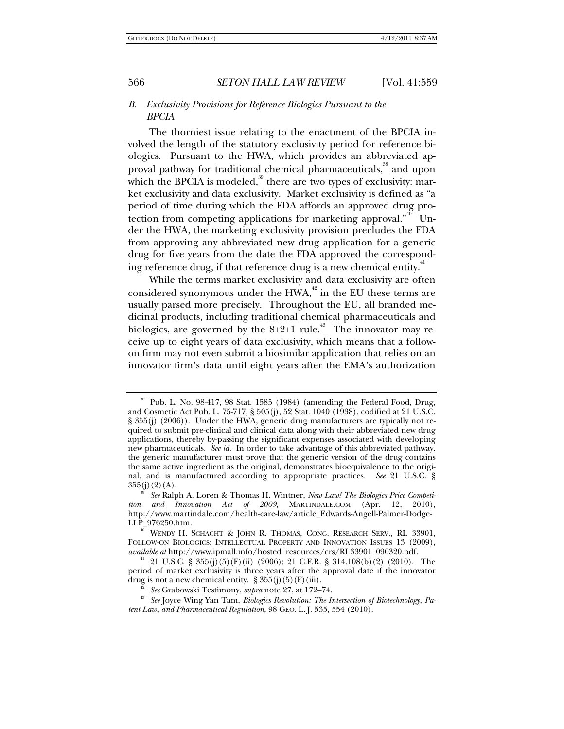### *B. Exclusivity Provisions for Reference Biologics Pursuant to the BPCIA*

The thorniest issue relating to the enactment of the BPCIA involved the length of the statutory exclusivity period for reference biologics. Pursuant to the HWA, which provides an abbreviated approval pathway for traditional chemical pharmaceuticals,[38] and upon which the BPCIA is modeled,[39] there are two types of exclusivity: market exclusivity and data exclusivity. Market exclusivity is defined as "a period of time during which the FDA affords an approved drug protection from competing applications for marketing approval."[40] Under the HWA, the marketing exclusivity provision precludes the FDA from approving any abbreviated new drug application for a generic drug for five years from the date the FDA approved the corresponding reference drug, if that reference drug is a new chemical entity.[41]

While the terms market exclusivity and data exclusivity are often considered synonymous under the HWA,[42] in the EU these terms are usually parsed more precisely. Throughout the EU, all branded medicinal products, including traditional chemical pharmaceuticals and biologics, are governed by the 8+2+1 rule.[43] The innovator may receive up to eight years of data exclusivity, which means that a follow-on firm may not even submit a biosimilar application that relies on an innovator firm's data until eight years after the EMA's authorization

---

[38] Pub. L. No. 98-417, 98 Stat. 1585 (1984) (amending the Federal Food, Drug, and Cosmetic Act Pub. L. 75-717, § 505(j), 52 Stat. 1040 (1938), codified at 21 U.S.C. § 355(j) (2006)). Under the HWA, generic drug manufacturers are typically not required to submit pre-clinical and clinical data along with their abbreviated new drug applications, thereby by-passing the significant expenses associated with developing new pharmaceuticals. *See id.* In order to take advantage of this abbreviated pathway, the generic manufacturer must prove that the generic version of the drug contains the same active ingredient as the original, demonstrates bioequivalence to the original, and is manufactured according to appropriate practices. *See* 21 U.S.C. § 355(j)(2)(A).

[39] *See* Ralph A. Loren & Thomas H. Wintner, *New Law! The Biologics Price Competition and Innovation Act of 2009*, MARTINDALE.COM (Apr. 12, 2010), http://www.martindale.com/health-care-law/article_Edwards-Angell-Palmer-Dodge-LLP_976250.htm.

[40] WENDY H. SCHACHT & JOHN R. THOMAS, CONG. RESEARCH SERV., RL 33901, FOLLOW-ON BIOLOGICS: INTELLECTUAL PROPERTY AND INNOVATION ISSUES 13 (2009), *available at* http://www.ipmall.info/hosted_resources/crs/RL33901_090320.pdf.

[41] 21 U.S.C. § 355(j)(5)(F)(ii) (2006); 21 C.F.R. § 314.108(b)(2) (2010). The period of market exclusivity is three years after the approval date if the innovator drug is not a new chemical entity. § 355(j)(5)(F)(iii).

[42] *See* Grabowski Testimony, *supra* note 27, at 172–74.

[43] *See* Joyce Wing Yan Tam, *Biologics Revolution: The Intersection of Biotechnology, Patent Law, and Pharmaceutical Regulation*, 98 GEO. L. J. 535, 554 (2010).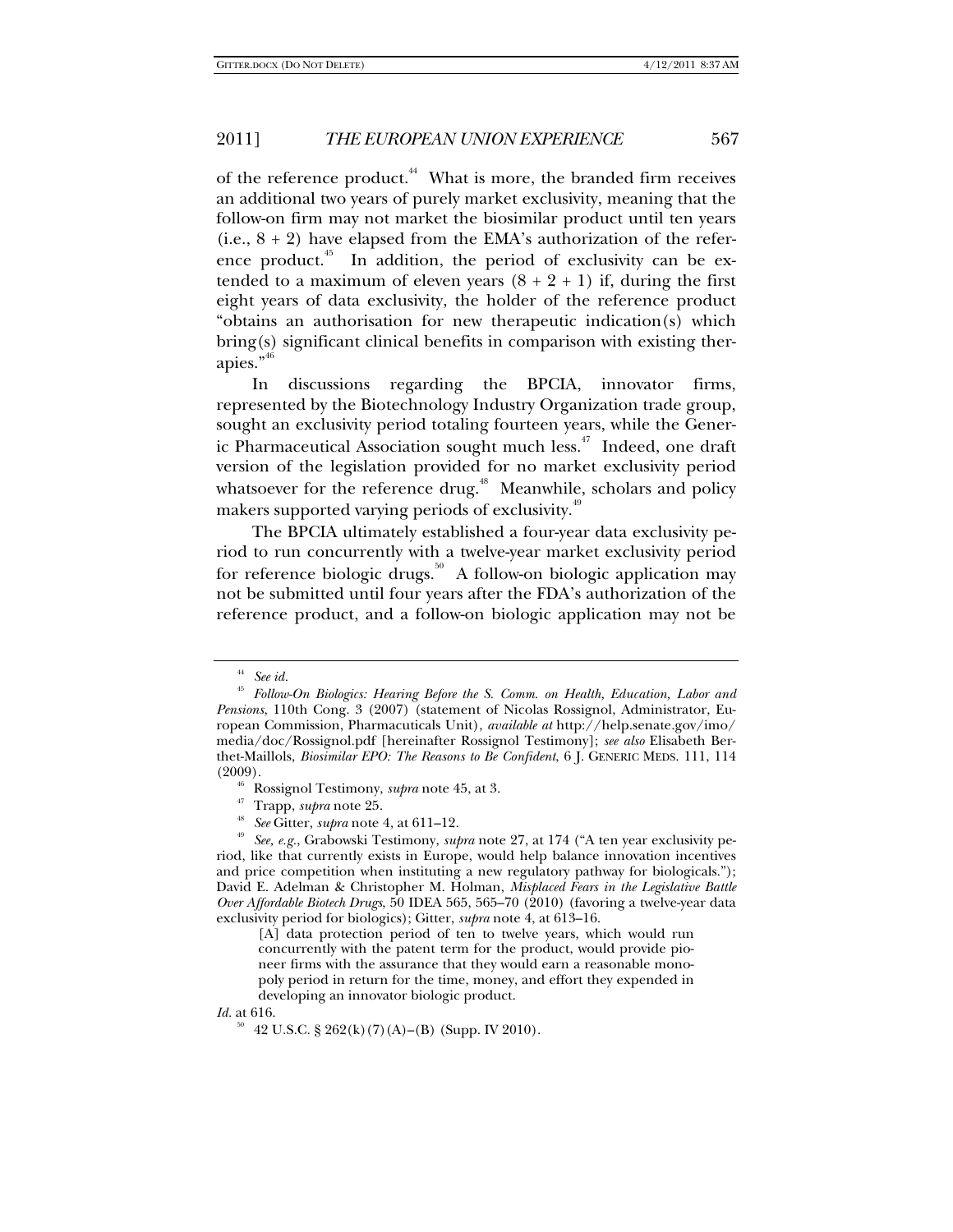of the reference product.[44] What is more, the branded firm receives an additional two years of purely market exclusivity, meaning that the follow-on firm may not market the biosimilar product until ten years (i.e., 8 + 2) have elapsed from the EMA's authorization of the reference product.[45] In addition, the period of exclusivity can be extended to a maximum of eleven years (8 + 2 + 1) if, during the first eight years of data exclusivity, the holder of the reference product "obtains an authorisation for new therapeutic indication(s) which bring(s) significant clinical benefits in comparison with existing therapies."[46]

In discussions regarding the BPCIA, innovator firms, represented by the Biotechnology Industry Organization trade group, sought an exclusivity period totaling fourteen years, while the Generic Pharmaceutical Association sought much less.[47] Indeed, one draft version of the legislation provided for no market exclusivity period whatsoever for the reference drug.[48] Meanwhile, scholars and policy makers supported varying periods of exclusivity.[49]

The BPCIA ultimately established a four-year data exclusivity period to run concurrently with a twelve-year market exclusivity period for reference biologic drugs.[50] A follow-on biologic application may not be submitted until four years after the FDA's authorization of the reference product, and a follow-on biologic application may not be

---

[44] *See id.*

[45] *Follow-On Biologics: Hearing Before the S. Comm. on Health, Education, Labor and Pensions*, 110th Cong. 3 (2007) (statement of Nicolas Rossignol, Administrator, European Commission, Pharmacuticals Unit), *available at* http://help.senate.gov/imo/media/doc/Rossignol.pdf [hereinafter Rossignol Testimony]; *see also* Elisabeth Berthet-Maillols, *Biosimilar EPO: The Reasons to Be Confident*, 6 J. GENERIC MEDS. 111, 114 (2009).

[46] Rossignol Testimony, *supra* note 45, at 3.

[47] Trapp, *supra* note 25.

[48] *See* Gitter, *supra* note 4, at 611–12.

[49] *See, e.g.*, Grabowski Testimony, *supra* note 27, at 174 ("A ten year exclusivity period, like that currently exists in Europe, would help balance innovation incentives and price competition when instituting a new regulatory pathway for biologicals."); David E. Adelman & Christopher M. Holman, *Misplaced Fears in the Legislative Battle Over Affordable Biotech Drugs*, 50 IDEA 565, 565–70 (2010) (favoring a twelve-year data exclusivity period for biologics); Gitter, *supra* note 4, at 613–16.

> [A] data protection period of ten to twelve years, which would run concurrently with the patent term for the product, would provide pioneer firms with the assurance that they would earn a reasonable monopoly period in return for the time, money, and effort they expended in developing an innovator biologic product.

*Id.* at 616.

[50] 42 U.S.C. § 262(k)(7)(A)–(B) (Supp. IV 2010).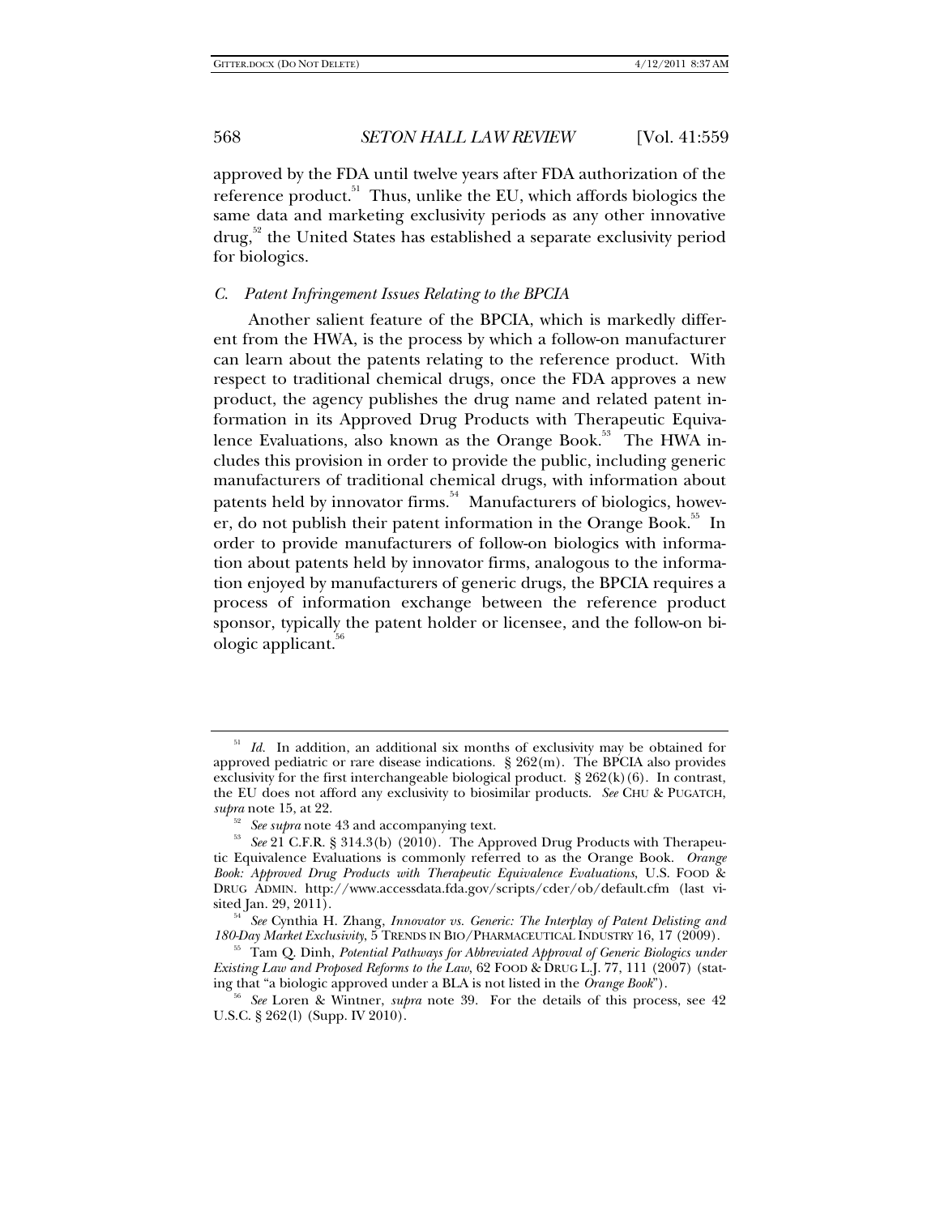approved by the FDA until twelve years after FDA authorization of the reference product.[51] Thus, unlike the EU, which affords biologics the same data and marketing exclusivity periods as any other innovative drug,[52] the United States has established a separate exclusivity period for biologics.

### *C. Patent Infringement Issues Relating to the BPCIA*

Another salient feature of the BPCIA, which is markedly different from the HWA, is the process by which a follow-on manufacturer can learn about the patents relating to the reference product. With respect to traditional chemical drugs, once the FDA approves a new product, the agency publishes the drug name and related patent information in its Approved Drug Products with Therapeutic Equivalence Evaluations, also known as the Orange Book.[53] The HWA includes this provision in order to provide the public, including generic manufacturers of traditional chemical drugs, with information about patents held by innovator firms.[54] Manufacturers of biologics, however, do not publish their patent information in the Orange Book.[55] In order to provide manufacturers of follow-on biologics with information about patents held by innovator firms, analogous to the information enjoyed by manufacturers of generic drugs, the BPCIA requires a process of information exchange between the reference product sponsor, typically the patent holder or licensee, and the follow-on biologic applicant.[56]

---

[51] *Id.* In addition, an additional six months of exclusivity may be obtained for approved pediatric or rare disease indications. § 262(m). The BPCIA also provides exclusivity for the first interchangeable biological product. § 262(k)(6). In contrast, the EU does not afford any exclusivity to biosimilar products. *See* CHU & PUGATCH, *supra* note 15, at 22.

[52] *See supra* note 43 and accompanying text.

[53] *See* 21 C.F.R. § 314.3(b) (2010). The Approved Drug Products with Therapeutic Equivalence Evaluations is commonly referred to as the Orange Book. *Orange Book: Approved Drug Products with Therapeutic Equivalence Evaluations*, U.S. FOOD & DRUG ADMIN. http://www.accessdata.fda.gov/scripts/cder/ob/default.cfm (last visited Jan. 29, 2011).

[54] *See* Cynthia H. Zhang, *Innovator vs. Generic: The Interplay of Patent Delisting and 180-Day Market Exclusivity*, 5 TRENDS IN BIO/PHARMACEUTICAL INDUSTRY 16, 17 (2009).

[55] Tam Q. Dinh, *Potential Pathways for Abbreviated Approval of Generic Biologics under Existing Law and Proposed Reforms to the Law*, 62 FOOD & DRUG L.J. 77, 111 (2007) (stating that "a biologic approved under a BLA is not listed in the *Orange Book*").

[56] *See* Loren & Wintner, *supra* note 39. For the details of this process, see 42 U.S.C. § 262(l) (Supp. IV 2010).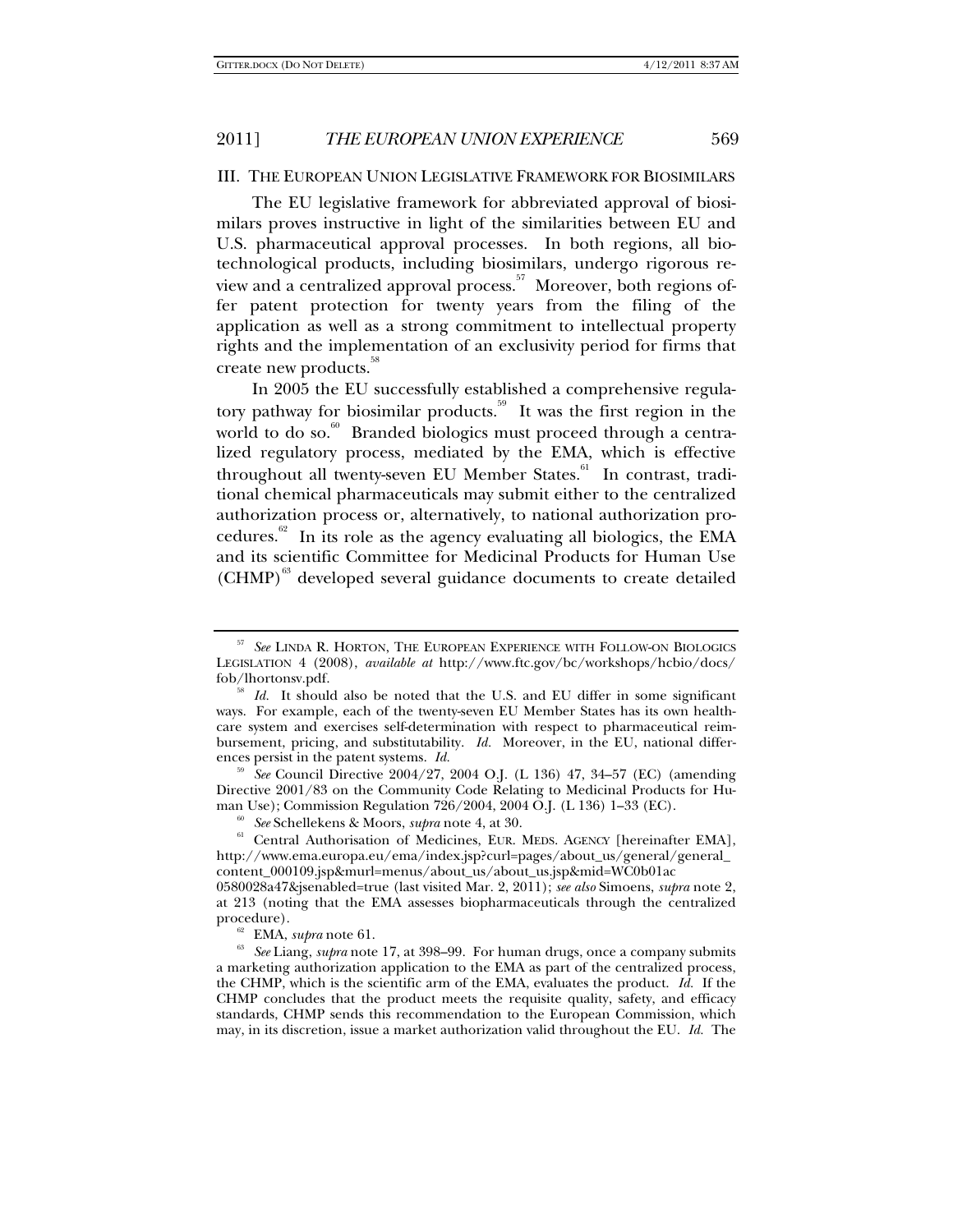### III. The European Union Legislative Framework for Biosimilars

The EU legislative framework for abbreviated approval of biosimilars proves instructive in light of the similarities between EU and U.S. pharmaceutical approval processes. In both regions, all biotechnological products, including biosimilars, undergo rigorous review and a centralized approval process.[57] Moreover, both regions offer patent protection for twenty years from the filing of the application as well as a strong commitment to intellectual property rights and the implementation of an exclusivity period for firms that create new products.[58]

In 2005 the EU successfully established a comprehensive regulatory pathway for biosimilar products.[59] It was the first region in the world to do so.[60] Branded biologics must proceed through a centralized regulatory process, mediated by the EMA, which is effective throughout all twenty-seven EU Member States.[61] In contrast, traditional chemical pharmaceuticals may submit either to the centralized authorization process or, alternatively, to national authorization procedures.[62] In its role as the agency evaluating all biologics, the EMA and its scientific Committee for Medicinal Products for Human Use (CHMP)[63] developed several guidance documents to create detailed

---

[57] *See* Linda R. Horton, The European Experience with Follow-on Biologics Legislation 4 (2008), *available at* http://www.ftc.gov/bc/workshops/hcbio/docs/fob/lhortonsv.pdf.

[58] *Id.* It should also be noted that the U.S. and EU differ in some significant ways. For example, each of the twenty-seven EU Member States has its own healthcare system and exercises self-determination with respect to pharmaceutical reimbursement, pricing, and substitutability. *Id.* Moreover, in the EU, national differences persist in the patent systems. *Id.*

[59] *See* Council Directive 2004/27, 2004 O.J. (L 136) 47, 34–57 (EC) (amending Directive 2001/83 on the Community Code Relating to Medicinal Products for Human Use); Commission Regulation 726/2004, 2004 O.J. (L 136) 1–33 (EC).

[60] *See* Schellekens & Moors, *supra* note 4, at 30.

[61] Central Authorisation of Medicines, Eur. Meds. Agency [hereinafter EMA], http://www.ema.europa.eu/ema/index.jsp?curl=pages/about_us/general/general_content_000109.jsp&murl=menus/about_us/about_us.jsp&mid=WC0b01ac0580028a47&jsenabled=true (last visited Mar. 2, 2011); *see also* Simoens, *supra* note 2, at 213 (noting that the EMA assesses biopharmaceuticals through the centralized procedure).

[62] EMA, *supra* note 61.

[63] *See* Liang, *supra* note 17, at 398–99. For human drugs, once a company submits a marketing authorization application to the EMA as part of the centralized process, the CHMP, which is the scientific arm of the EMA, evaluates the product. *Id.* If the CHMP concludes that the product meets the requisite quality, safety, and efficacy standards, CHMP sends this recommendation to the European Commission, which may, in its discretion, issue a market authorization valid throughout the EU. *Id.* The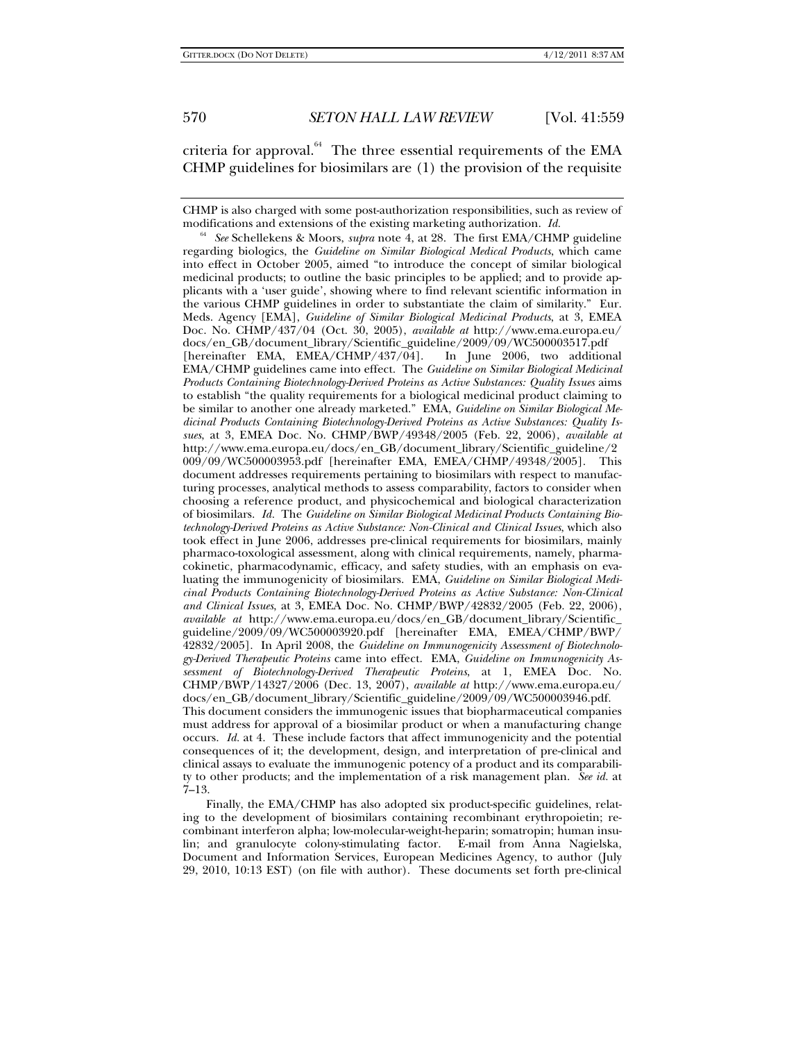criteria for approval.[64] The three essential requirements of the EMA CHMP guidelines for biosimilars are (1) the provision of the requisite

---

CHMP is also charged with some post-authorization responsibilities, such as review of modifications and extensions of the existing marketing authorization. *Id.*

[64] *See* Schellekens & Moors, *supra* note 4, at 28. The first EMA/CHMP guideline regarding biologics, the *Guideline on Similar Biological Medical Products*, which came into effect in October 2005, aimed "to introduce the concept of similar biological medicinal products; to outline the basic principles to be applied; and to provide applicants with a 'user guide', showing where to find relevant scientific information in the various CHMP guidelines in order to substantiate the claim of similarity." Eur. Meds. Agency [EMA], *Guideline of Similar Biological Medicinal Products*, at 3, EMEA Doc. No. CHMP/437/04 (Oct. 30, 2005), *available at* http://www.ema.europa.eu/docs/en_GB/document_library/Scientific_guideline/2009/09/WC500003517.pdf [hereinafter EMA, EMEA/CHMP/437/04]. In June 2006, two additional EMA/CHMP guidelines came into effect. The *Guideline on Similar Biological Medicinal Products Containing Biotechnology-Derived Proteins as Active Substances: Quality Issues* aims to establish "the quality requirements for a biological medicinal product claiming to be similar to another one already marketed." EMA, *Guideline on Similar Biological Medicinal Products Containing Biotechnology-Derived Proteins as Active Substances: Quality Issues*, at 3, EMEA Doc. No. CHMP/BWP/49348/2005 (Feb. 22, 2006), *available at* http://www.ema.europa.eu/docs/en_GB/document_library/Scientific_guideline/2009/09/WC500003953.pdf [hereinafter EMA, EMEA/CHMP/49348/2005]. This document addresses requirements pertaining to biosimilars with respect to manufacturing processes, analytical methods to assess comparability, factors to consider when choosing a reference product, and physicochemical and biological characterization of biosimilars. *Id.* The *Guideline on Similar Biological Medicinal Products Containing Biotechnology-Derived Proteins as Active Substance: Non-Clinical and Clinical Issues*, which also took effect in June 2006, addresses pre-clinical requirements for biosimilars, mainly pharmaco-toxological assessment, along with clinical requirements, namely, pharmacokinetic, pharmacodynamic, efficacy, and safety studies, with an emphasis on evaluating the immunogenicity of biosimilars. EMA, *Guideline on Similar Biological Medicinal Products Containing Biotechnology-Derived Proteins as Active Substance: Non-Clinical and Clinical Issues*, at 3, EMEA Doc. No. CHMP/BWP/42832/2005 (Feb. 22, 2006), *available at* http://www.ema.europa.eu/docs/en_GB/document_library/Scientific_guideline/2009/09/WC500003920.pdf [hereinafter EMA, EMEA/CHMP/BWP/42832/2005]. In April 2008, the *Guideline on Immunogenicity Assessment of Biotechnology-Derived Therapeutic Proteins* came into effect. EMA, *Guideline on Immunogenicity Assessment of Biotechnology-Derived Therapeutic Proteins*, at 1, EMEA Doc. No. CHMP/BWP/14327/2006 (Dec. 13, 2007), *available at* http://www.ema.europa.eu/docs/en_GB/document_library/Scientific_guideline/2009/09/WC500003946.pdf. This document considers the immunogenic issues that biopharmaceutical companies must address for approval of a biosimilar product or when a manufacturing change occurs. *Id.* at 4. These include factors that affect immunogenicity and the potential consequences of it; the development, design, and interpretation of pre-clinical and clinical assays to evaluate the immunogenic potency of a product and its comparability to other products; and the implementation of a risk management plan. *See id.* at 7–13.

Finally, the EMA/CHMP has also adopted six product-specific guidelines, relating to the development of biosimilars containing recombinant erythropoietin; recombinant interferon alpha; low-molecular-weight-heparin; somatropin; human insulin; and granulocyte colony-stimulating factor. E-mail from Anna Nagielska, Document and Information Services, European Medicines Agency, to author (July 29, 2010, 10:13 EST) (on file with author). These documents set forth pre-clinical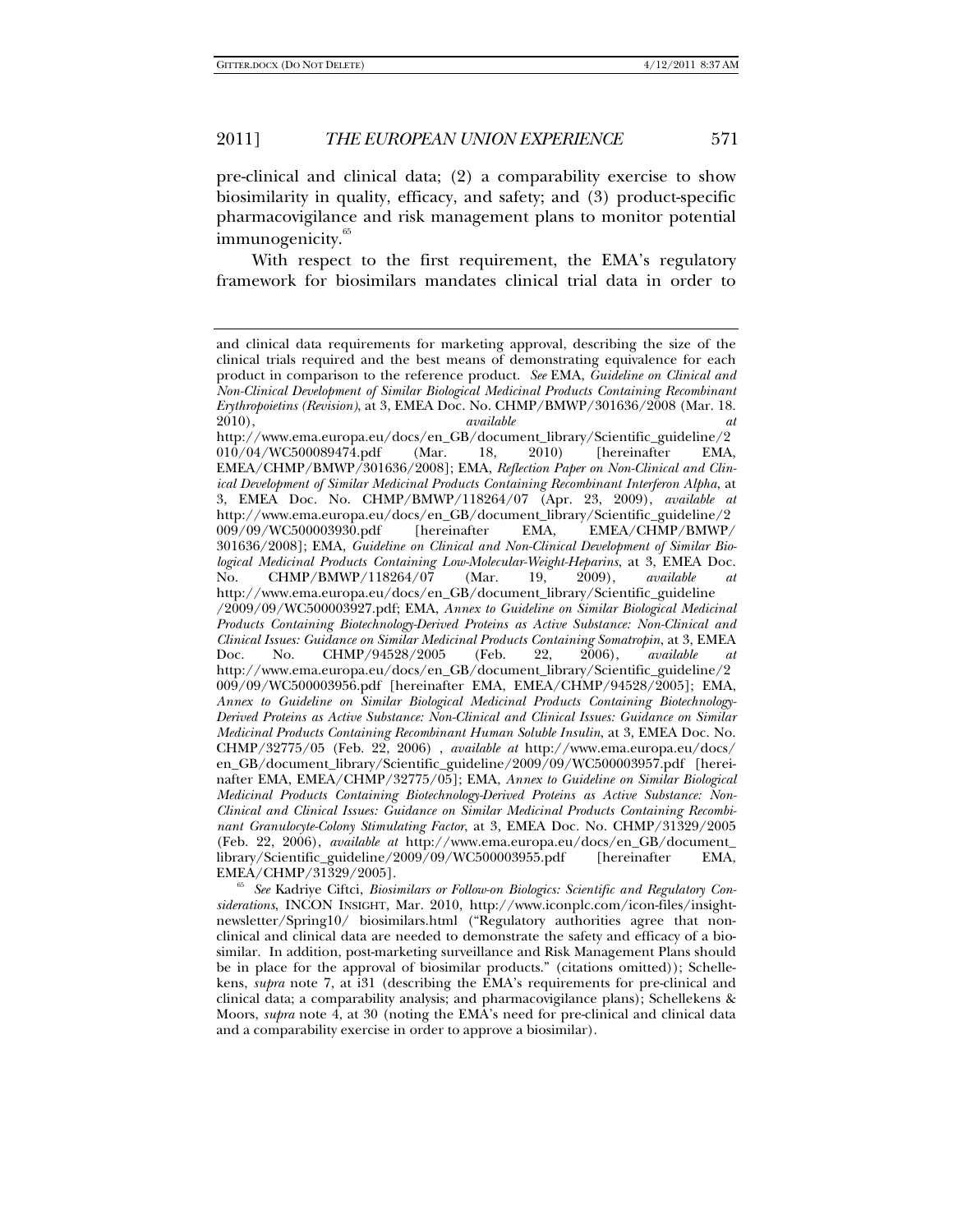pre-clinical and clinical data; (2) a comparability exercise to show biosimilarity in quality, efficacy, and safety; and (3) product-specific pharmacovigilance and risk management plans to monitor potential immunogenicity.[65]

With respect to the first requirement, the EMA's regulatory framework for biosimilars mandates clinical trial data in order to

---

and clinical data requirements for marketing approval, describing the size of the clinical trials required and the best means of demonstrating equivalence for each product in comparison to the reference product. *See* EMA, *Guideline on Clinical and Non-Clinical Development of Similar Biological Medicinal Products Containing Recombinant Erythropoietins (Revision)*, at 3, EMEA Doc. No. CHMP/BMWP/301636/2008 (Mar. 18. 2010), *available at* http://www.ema.europa.eu/docs/en_GB/document_library/Scientific_guideline/2010/04/WC500089474.pdf (Mar. 18, 2010) [hereinafter EMA, EMEA/CHMP/BMWP/301636/2008]; EMA, *Reflection Paper on Non-Clinical and Clinical Development of Similar Medicinal Products Containing Recombinant Interferon Alpha*, at 3, EMEA Doc. No. CHMP/BMWP/118264/07 (Apr. 23, 2009), *available at* http://www.ema.europa.eu/docs/en_GB/document_library/Scientific_guideline/2009/09/WC500003930.pdf [hereinafter EMA, EMEA/CHMP/BMWP/301636/2008]; EMA, *Guideline on Clinical and Non-Clinical Development of Similar Biological Medicinal Products Containing Low-Molecular-Weight-Heparins*, at 3, EMEA Doc. No. CHMP/BMWP/118264/07 (Mar. 19, 2009), *available at* http://www.ema.europa.eu/docs/en_GB/document_library/Scientific_guideline/2009/09/WC500003927.pdf; EMA, *Annex to Guideline on Similar Biological Medicinal Products Containing Biotechnology-Derived Proteins as Active Substance: Non-Clinical and Clinical Issues: Guidance on Similar Medicinal Products Containing Somatropin*, at 3, EMEA Doc. No. CHMP/94528/2005 (Feb. 22, 2006), *available at* http://www.ema.europa.eu/docs/en_GB/document_library/Scientific_guideline/2009/09/WC500003956.pdf [hereinafter EMA, EMEA/CHMP/94528/2005]; EMA, *Annex to Guideline on Similar Biological Medicinal Products Containing Biotechnology-Derived Proteins as Active Substance: Non-Clinical and Clinical Issues: Guidance on Similar Medicinal Products Containing Recombinant Human Soluble Insulin*, at 3, EMEA Doc. No. CHMP/32775/05 (Feb. 22, 2006) , *available at* http://www.ema.europa.eu/docs/en_GB/document_library/Scientific_guideline/2009/09/WC500003957.pdf [hereinafter EMA, EMEA/CHMP/32775/05]; EMA, *Annex to Guideline on Similar Biological Medicinal Products Containing Biotechnology-Derived Proteins as Active Substance: Non-Clinical and Clinical Issues: Guidance on Similar Medicinal Products Containing Recombinant Granulocyte-Colony Stimulating Factor*, at 3, EMEA Doc. No. CHMP/31329/2005 (Feb. 22, 2006), *available at* http://www.ema.europa.eu/docs/en_GB/document_library/Scientific_guideline/2009/09/WC500003955.pdf [hereinafter EMA, EMEA/CHMP/31329/2005].

[65] *See* Kadriye Ciftci, *Biosimilars or Follow-on Biologics: Scientific and Regulatory Considerations*, INCON INSIGHT, Mar. 2010, http://www.iconplc.com/icon-files/insight-newsletter/Spring10/ biosimilars.html ("Regulatory authorities agree that non-clinical and clinical data are needed to demonstrate the safety and efficacy of a biosimilar. In addition, post-marketing surveillance and Risk Management Plans should be in place for the approval of biosimilar products." (citations omitted)); Schellekens, *supra* note 7, at i31 (describing the EMA's requirements for pre-clinical and clinical data; a comparability analysis; and pharmacovigilance plans); Schellekens & Moors, *supra* note 4, at 30 (noting the EMA's need for pre-clinical and clinical data and a comparability exercise in order to approve a biosimilar).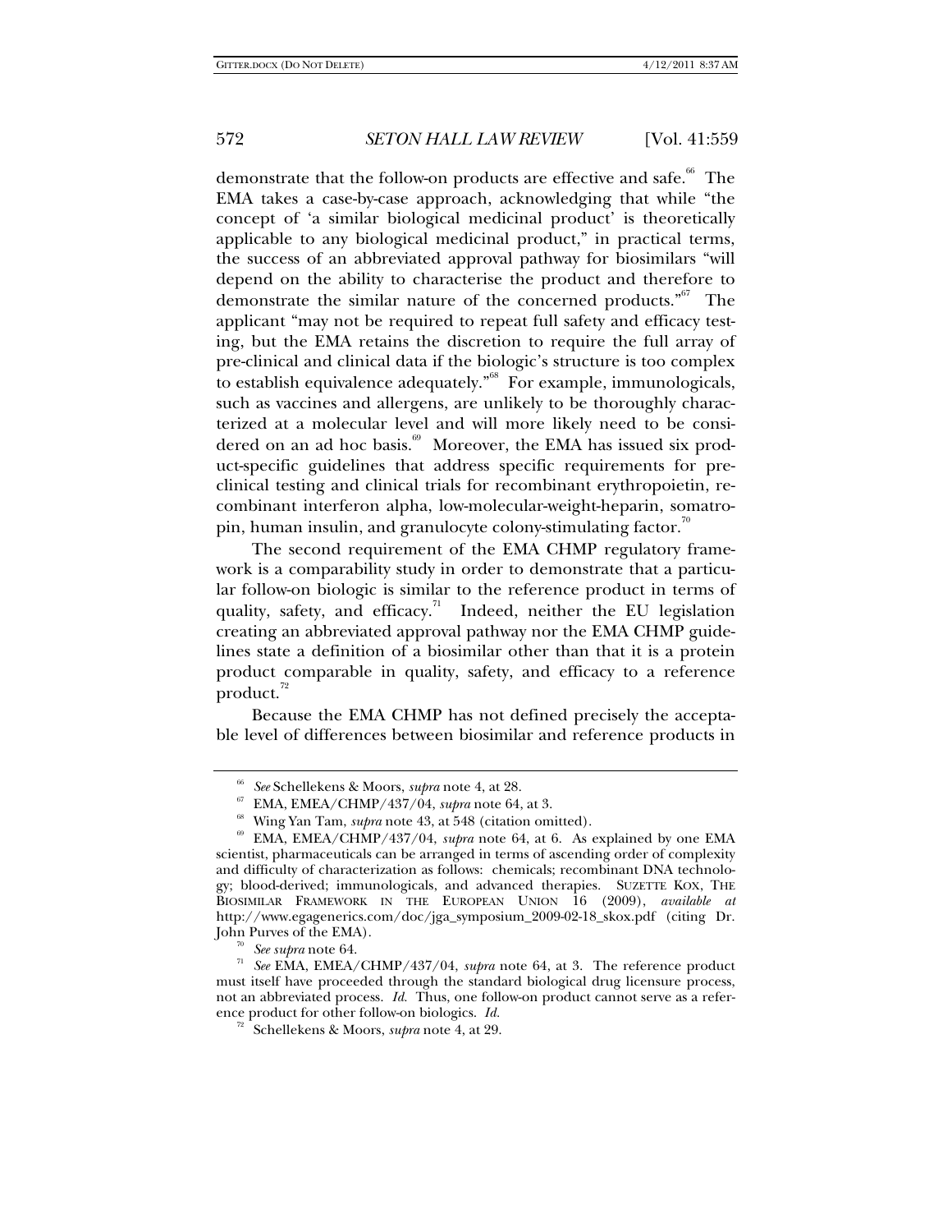demonstrate that the follow-on products are effective and safe.[66] The EMA takes a case-by-case approach, acknowledging that while "the concept of 'a similar biological medicinal product' is theoretically applicable to any biological medicinal product," in practical terms, the success of an abbreviated approval pathway for biosimilars "will depend on the ability to characterise the product and therefore to demonstrate the similar nature of the concerned products."[67] The applicant "may not be required to repeat full safety and efficacy testing, but the EMA retains the discretion to require the full array of pre-clinical and clinical data if the biologic's structure is too complex to establish equivalence adequately."[68] For example, immunologicals, such as vaccines and allergens, are unlikely to be thoroughly characterized at a molecular level and will more likely need to be considered on an ad hoc basis.[69] Moreover, the EMA has issued six product-specific guidelines that address specific requirements for preclinical testing and clinical trials for recombinant erythropoietin, recombinant interferon alpha, low-molecular-weight-heparin, somatropin, human insulin, and granulocyte colony-stimulating factor.[70]

The second requirement of the EMA CHMP regulatory framework is a comparability study in order to demonstrate that a particular follow-on biologic is similar to the reference product in terms of quality, safety, and efficacy.[71] Indeed, neither the EU legislation creating an abbreviated approval pathway nor the EMA CHMP guidelines state a definition of a biosimilar other than that it is a protein product comparable in quality, safety, and efficacy to a reference product.[72]

Because the EMA CHMP has not defined precisely the acceptable level of differences between biosimilar and reference products in

---

[66] *See* Schellekens & Moors, *supra* note 4, at 28.

[67] EMA, EMEA/CHMP/437/04, *supra* note 64, at 3.

[68] Wing Yan Tam, *supra* note 43, at 548 (citation omitted).

[69] EMA, EMEA/CHMP/437/04, *supra* note 64, at 6. As explained by one EMA scientist, pharmaceuticals can be arranged in terms of ascending order of complexity and difficulty of characterization as follows: chemicals; recombinant DNA technology; blood-derived; immunologicals, and advanced therapies. SUZETTE KOX, THE BIOSIMILAR FRAMEWORK IN THE EUROPEAN UNION 16 (2009), *available at* http://www.egagenerics.com/doc/jga_symposium_2009-02-18_skox.pdf (citing Dr. John Purves of the EMA).

[70] *See supra* note 64.

[71] *See* EMA, EMEA/CHMP/437/04, *supra* note 64, at 3. The reference product must itself have proceeded through the standard biological drug licensure process, not an abbreviated process. *Id.* Thus, one follow-on product cannot serve as a reference product for other follow-on biologics. *Id.*

[72] Schellekens & Moors, *supra* note 4, at 29.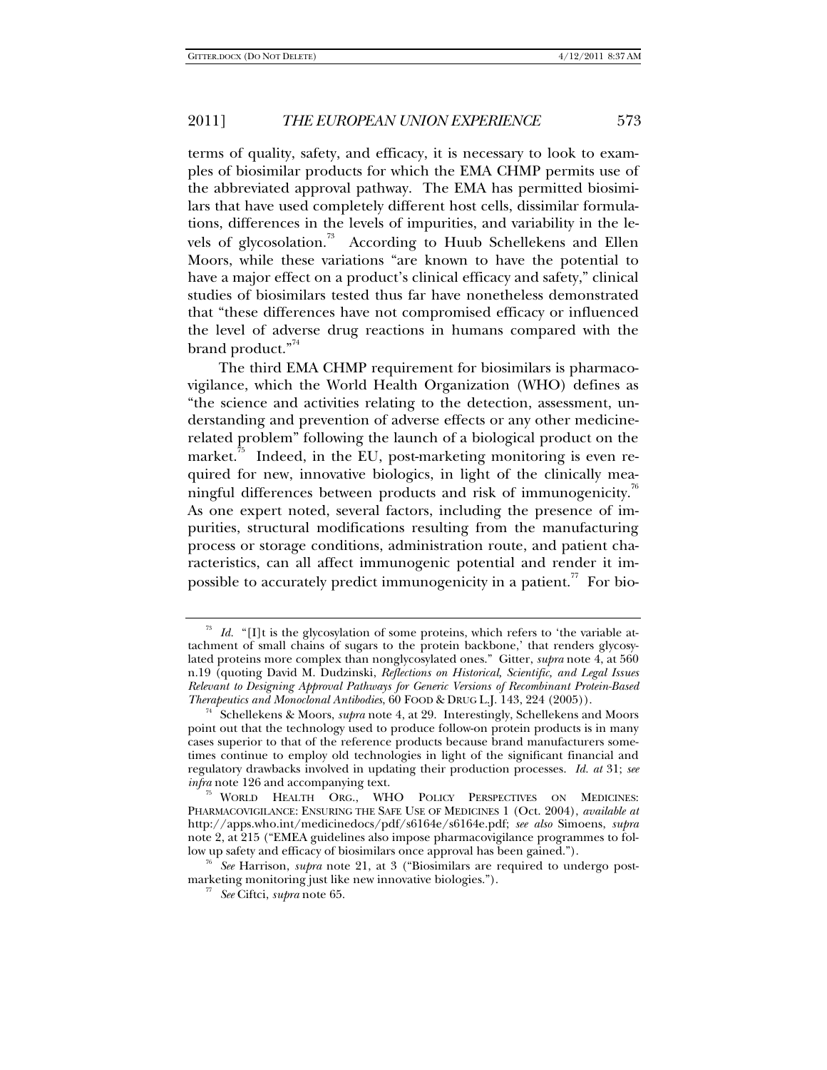terms of quality, safety, and efficacy, it is necessary to look to examples of biosimilar products for which the EMA CHMP permits use of the abbreviated approval pathway. The EMA has permitted biosimilars that have used completely different host cells, dissimilar formulations, differences in the levels of impurities, and variability in the levels of glycosolation.[73] According to Huub Schellekens and Ellen Moors, while these variations "are known to have the potential to have a major effect on a product's clinical efficacy and safety," clinical studies of biosimilars tested thus far have nonetheless demonstrated that "these differences have not compromised efficacy or influenced the level of adverse drug reactions in humans compared with the brand product."[74]

The third EMA CHMP requirement for biosimilars is pharmacovigilance, which the World Health Organization (WHO) defines as "the science and activities relating to the detection, assessment, understanding and prevention of adverse effects or any other medicine-related problem" following the launch of a biological product on the market.[75] Indeed, in the EU, post-marketing monitoring is even required for new, innovative biologics, in light of the clinically meaningful differences between products and risk of immunogenicity.[76] As one expert noted, several factors, including the presence of impurities, structural modifications resulting from the manufacturing process or storage conditions, administration route, and patient characteristics, can all affect immunogenic potential and render it impossible to accurately predict immunogenicity in a patient.[77] For bio-

---

[73] *Id.* "[I]t is the glycosylation of some proteins, which refers to 'the variable attachment of small chains of sugars to the protein backbone,' that renders glycosylated proteins more complex than nonglycosylated ones." Gitter, *supra* note 4, at 560 n.19 (quoting David M. Dudzinski, *Reflections on Historical, Scientific, and Legal Issues Relevant to Designing Approval Pathways for Generic Versions of Recombinant Protein-Based Therapeutics and Monoclonal Antibodies*, 60 FOOD & DRUG L.J. 143, 224 (2005)).

[74] Schellekens & Moors, *supra* note 4, at 29. Interestingly, Schellekens and Moors point out that the technology used to produce follow-on protein products is in many cases superior to that of the reference products because brand manufacturers sometimes continue to employ old technologies in light of the significant financial and regulatory drawbacks involved in updating their production processes. *Id. at* 31; *see infra* note 126 and accompanying text.

[75] WORLD HEALTH ORG., WHO POLICY PERSPECTIVES ON MEDICINES: PHARMACOVIGILANCE: ENSURING THE SAFE USE OF MEDICINES 1 (Oct. 2004), *available at* http://apps.who.int/medicinedocs/pdf/s6164e/s6164e.pdf; *see also* Simoens, *supra* note 2, at 215 ("EMEA guidelines also impose pharmacovigilance programmes to follow up safety and efficacy of biosimilars once approval has been gained.").

[76] *See* Harrison, *supra* note 21, at 3 ("Biosimilars are required to undergo post-marketing monitoring just like new innovative biologies.").

[77] *See* Ciftci, *supra* note 65.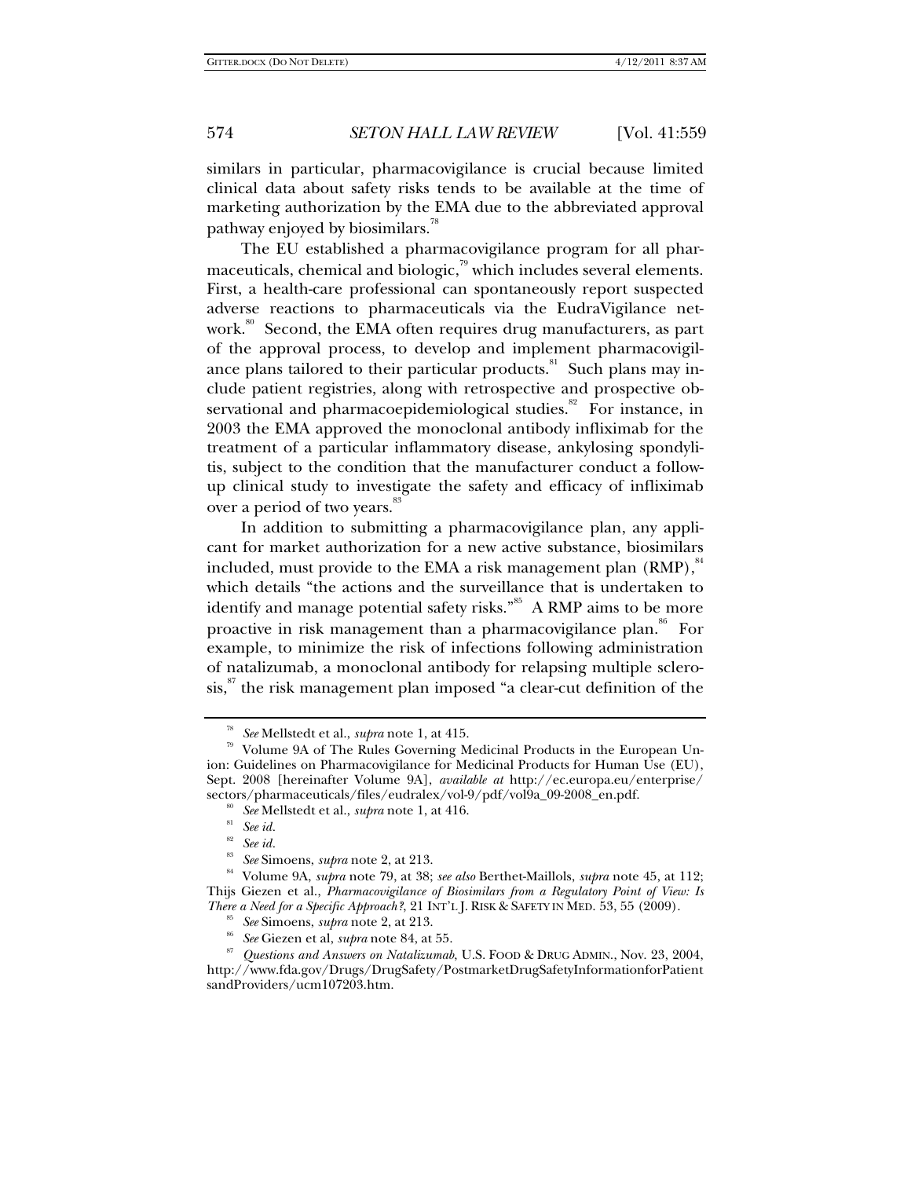similars in particular, pharmacovigilance is crucial because limited clinical data about safety risks tends to be available at the time of marketing authorization by the EMA due to the abbreviated approval pathway enjoyed by biosimilars.[78]

The EU established a pharmacovigilance program for all pharmaceuticals, chemical and biologic,[79] which includes several elements. First, a health-care professional can spontaneously report suspected adverse reactions to pharmaceuticals via the EudraVigilance network.[80] Second, the EMA often requires drug manufacturers, as part of the approval process, to develop and implement pharmacovigilance plans tailored to their particular products.[81] Such plans may include patient registries, along with retrospective and prospective observational and pharmacoepidemiological studies.[82] For instance, in 2003 the EMA approved the monoclonal antibody infliximab for the treatment of a particular inflammatory disease, ankylosing spondylitis, subject to the condition that the manufacturer conduct a follow-up clinical study to investigate the safety and efficacy of infliximab over a period of two years.[83]

In addition to submitting a pharmacovigilance plan, any applicant for market authorization for a new active substance, biosimilars included, must provide to the EMA a risk management plan (RMP),[84] which details "the actions and the surveillance that is undertaken to identify and manage potential safety risks."[85] A RMP aims to be more proactive in risk management than a pharmacovigilance plan.[86] For example, to minimize the risk of infections following administration of natalizumab, a monoclonal antibody for relapsing multiple sclerosis,[87] the risk management plan imposed "a clear-cut definition of the

---

[78] *See* Mellstedt et al., *supra* note 1, at 415.

[79] Volume 9A of The Rules Governing Medicinal Products in the European Union: Guidelines on Pharmacovigilance for Medicinal Products for Human Use (EU), Sept. 2008 [hereinafter Volume 9A], *available at* http://ec.europa.eu/enterprise/sectors/pharmaceuticals/files/eudralex/vol-9/pdf/vol9a_09-2008_en.pdf.

[80] *See* Mellstedt et al., *supra* note 1, at 416.

[81] *See id.*

[82] *See id.*

[83] *See* Simoens, *supra* note 2, at 213.

[84] Volume 9A, *supra* note 79, at 38; *see also* Berthet-Maillols, *supra* note 45, at 112; Thijs Giezen et al., *Pharmacovigilance of Biosimilars from a Regulatory Point of View: Is There a Need for a Specific Approach?*, 21 INT'L J. RISK & SAFETY IN MED. 53, 55 (2009).

[85] *See* Simoens, *supra* note 2, at 213.

[86] *See* Giezen et al, *supra* note 84, at 55.

[87] *Questions and Answers on Natalizumab*, U.S. FOOD & DRUG ADMIN., Nov. 23, 2004, http://www.fda.gov/Drugs/DrugSafety/PostmarketDrugSafetyInformationforPatientsandProviders/ucm107203.htm.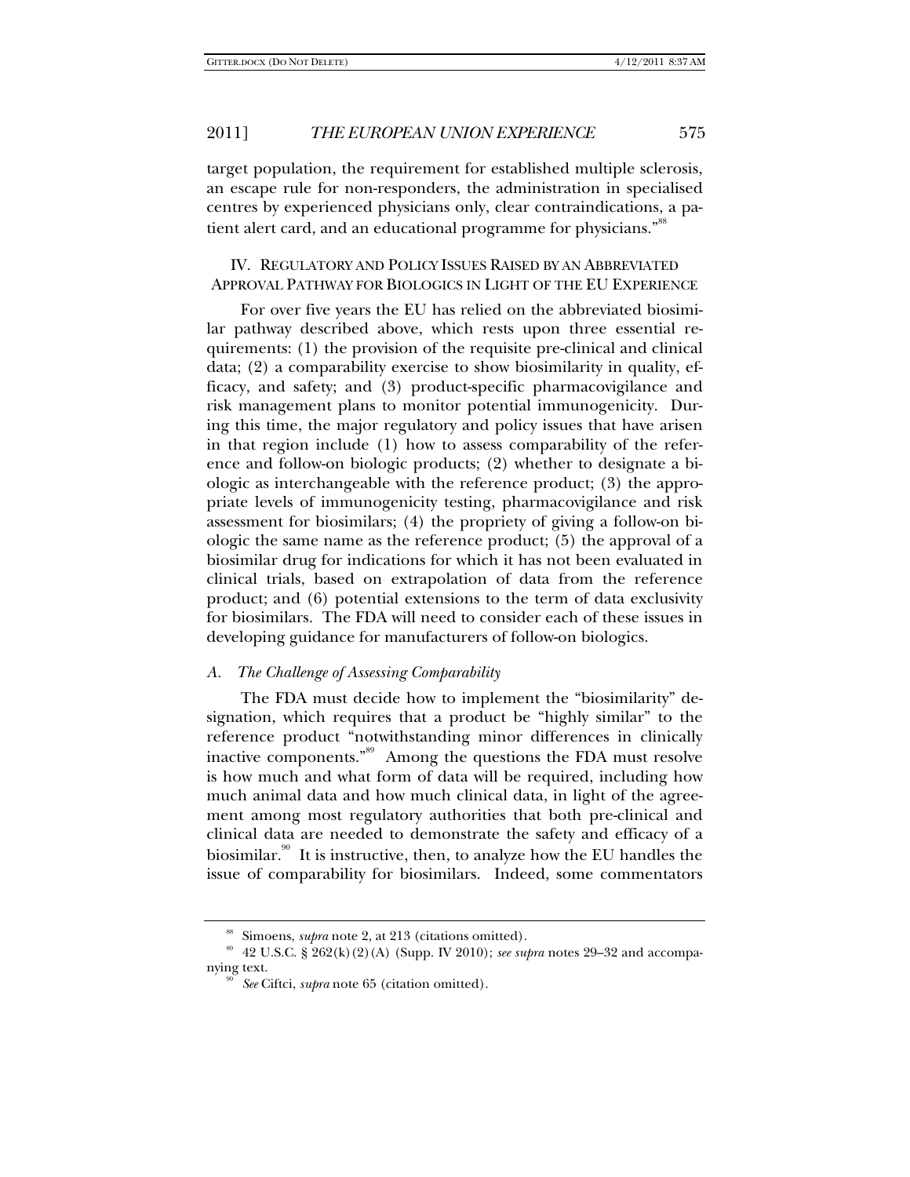target population, the requirement for established multiple sclerosis, an escape rule for non-responders, the administration in specialised centres by experienced physicians only, clear contraindications, a patient alert card, and an educational programme for physicians."[88]

## IV. Regulatory and Policy Issues Raised by an Abbreviated Approval Pathway for Biologics in Light of the EU Experience

For over five years the EU has relied on the abbreviated biosimilar pathway described above, which rests upon three essential requirements: (1) the provision of the requisite pre-clinical and clinical data; (2) a comparability exercise to show biosimilarity in quality, efficacy, and safety; and (3) product-specific pharmacovigilance and risk management plans to monitor potential immunogenicity. During this time, the major regulatory and policy issues that have arisen in that region include (1) how to assess comparability of the reference and follow-on biologic products; (2) whether to designate a biologic as interchangeable with the reference product; (3) the appropriate levels of immunogenicity testing, pharmacovigilance and risk assessment for biosimilars; (4) the propriety of giving a follow-on biologic the same name as the reference product; (5) the approval of a biosimilar drug for indications for which it has not been evaluated in clinical trials, based on extrapolation of data from the reference product; and (6) potential extensions to the term of data exclusivity for biosimilars. The FDA will need to consider each of these issues in developing guidance for manufacturers of follow-on biologics.

### *A. The Challenge of Assessing Comparability*

The FDA must decide how to implement the "biosimilarity" designation, which requires that a product be "highly similar" to the reference product "notwithstanding minor differences in clinically inactive components."[89] Among the questions the FDA must resolve is how much and what form of data will be required, including how much animal data and how much clinical data, in light of the agreement among most regulatory authorities that both pre-clinical and clinical data are needed to demonstrate the safety and efficacy of a biosimilar.[90] It is instructive, then, to analyze how the EU handles the issue of comparability for biosimilars. Indeed, some commentators

---

[88] Simoens, *supra* note 2, at 213 (citations omitted).

[89] 42 U.S.C. § 262(k)(2)(A) (Supp. IV 2010); *see supra* notes 29–32 and accompanying text.

[90] *See* Ciftci, *supra* note 65 (citation omitted).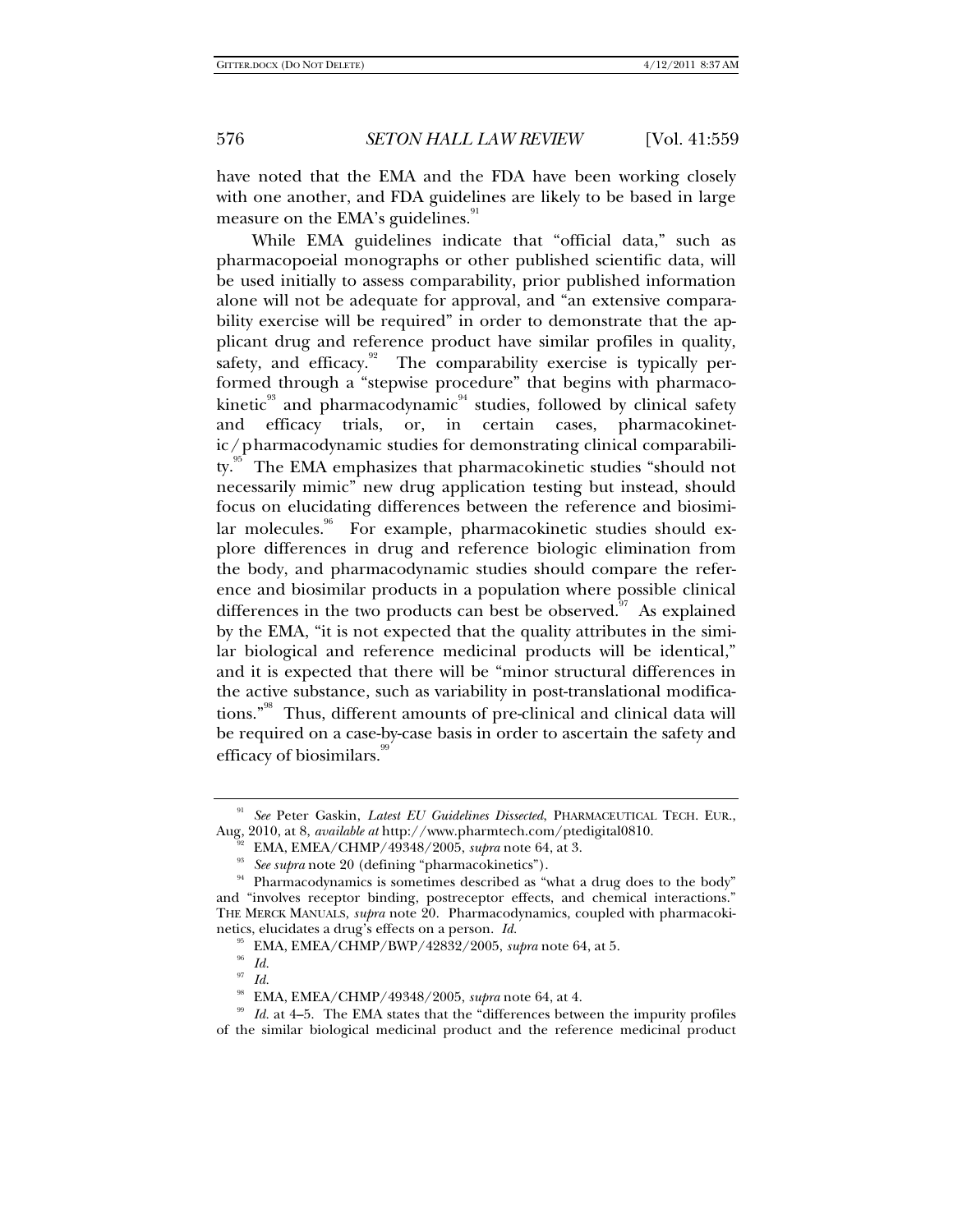have noted that the EMA and the FDA have been working closely with one another, and FDA guidelines are likely to be based in large measure on the EMA's guidelines.[91]

While EMA guidelines indicate that "official data," such as pharmacopoeial monographs or other published scientific data, will be used initially to assess comparability, prior published information alone will not be adequate for approval, and "an extensive comparability exercise will be required" in order to demonstrate that the applicant drug and reference product have similar profiles in quality, safety, and efficacy.[92] The comparability exercise is typically performed through a "stepwise procedure" that begins with pharmacokinetic[93] and pharmacodynamic[94] studies, followed by clinical safety and efficacy trials, or, in certain cases, pharmacokinetic/pharmacodynamic studies for demonstrating clinical comparability.[95] The EMA emphasizes that pharmacokinetic studies "should not necessarily mimic" new drug application testing but instead, should focus on elucidating differences between the reference and biosimilar molecules.[96] For example, pharmacokinetic studies should explore differences in drug and reference biologic elimination from the body, and pharmacodynamic studies should compare the reference and biosimilar products in a population where possible clinical differences in the two products can best be observed.[97] As explained by the EMA, "it is not expected that the quality attributes in the similar biological and reference medicinal products will be identical," and it is expected that there will be "minor structural differences in the active substance, such as variability in post-translational modifications."[98] Thus, different amounts of pre-clinical and clinical data will be required on a case-by-case basis in order to ascertain the safety and efficacy of biosimilars.[99]

---

[91] *See* Peter Gaskin, *Latest EU Guidelines Dissected*, PHARMACEUTICAL TECH. EUR., Aug. 2010, at 8, *available at* http://www.pharmtech.com/ptedigital0810.

[92] EMA, EMEA/CHMP/49348/2005, *supra* note 64, at 3.

[93] *See supra* note 20 (defining "pharmacokinetics").

[94] Pharmacodynamics is sometimes described as "what a drug does to the body" and "involves receptor binding, postreceptor effects, and chemical interactions." THE MERCK MANUALS, *supra* note 20. Pharmacodynamics, coupled with pharmacokinetics, elucidates a drug's effects on a person. *Id.*

[95] EMA, EMEA/CHMP/BWP/42832/2005, *supra* note 64, at 5.

[96] *Id.*

[97] *Id.*

[98] EMA, EMEA/CHMP/49348/2005, *supra* note 64, at 4.

[99] *Id.* at 4–5. The EMA states that the "differences between the impurity profiles of the similar biological medicinal product and the reference medicinal product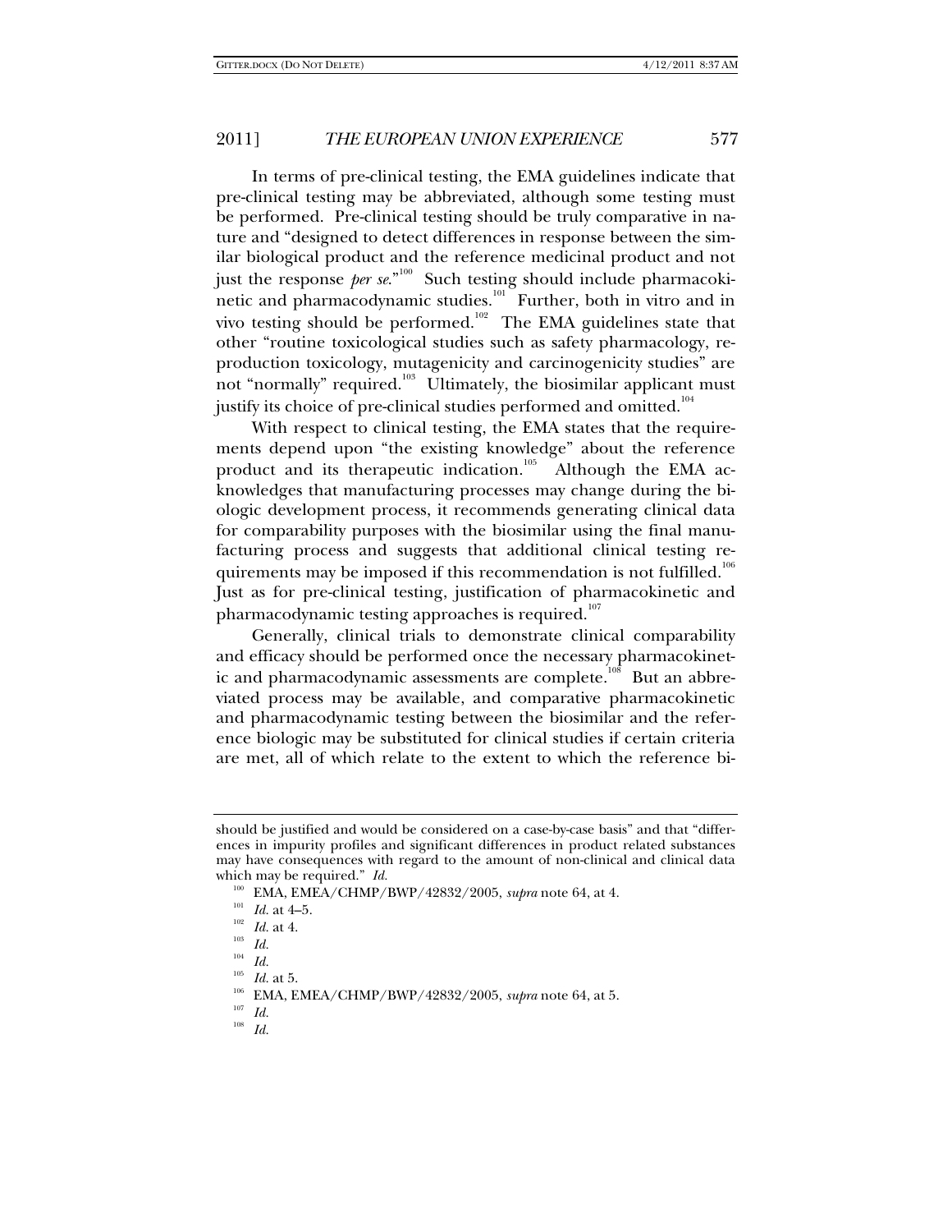In terms of pre-clinical testing, the EMA guidelines indicate that pre-clinical testing may be abbreviated, although some testing must be performed. Pre-clinical testing should be truly comparative in nature and "designed to detect differences in response between the similar biological product and the reference medicinal product and not just the response *per se*."[100] Such testing should include pharmacokinetic and pharmacodynamic studies.[101] Further, both in vitro and in vivo testing should be performed.[102] The EMA guidelines state that other "routine toxicological studies such as safety pharmacology, reproduction toxicology, mutagenicity and carcinogenicity studies" are not "normally" required.[103] Ultimately, the biosimilar applicant must justify its choice of pre-clinical studies performed and omitted.[104]

With respect to clinical testing, the EMA states that the requirements depend upon "the existing knowledge" about the reference product and its therapeutic indication.[105] Although the EMA acknowledges that manufacturing processes may change during the biologic development process, it recommends generating clinical data for comparability purposes with the biosimilar using the final manufacturing process and suggests that additional clinical testing requirements may be imposed if this recommendation is not fulfilled.[106] Just as for pre-clinical testing, justification of pharmacokinetic and pharmacodynamic testing approaches is required.[107]

Generally, clinical trials to demonstrate clinical comparability and efficacy should be performed once the necessary pharmacokinetic and pharmacodynamic assessments are complete.[108] But an abbreviated process may be available, and comparative pharmacokinetic and pharmacodynamic testing between the biosimilar and the reference biologic may be substituted for clinical studies if certain criteria are met, all of which relate to the extent to which the reference bi-

---

should be justified and would be considered on a case-by-case basis" and that "differences in impurity profiles and significant differences in product related substances may have consequences with regard to the amount of non-clinical and clinical data which may be required." *Id.*

[100] EMA, EMEA/CHMP/BWP/42832/2005, *supra* note 64, at 4.

[101] *Id.* at 4–5.

[102] *Id.* at 4.

[103] *Id.*

[104] *Id.*

[105] *Id.* at 5.

[106] EMA, EMEA/CHMP/BWP/42832/2005, *supra* note 64, at 5.

[107] *Id.*

[108] *Id.*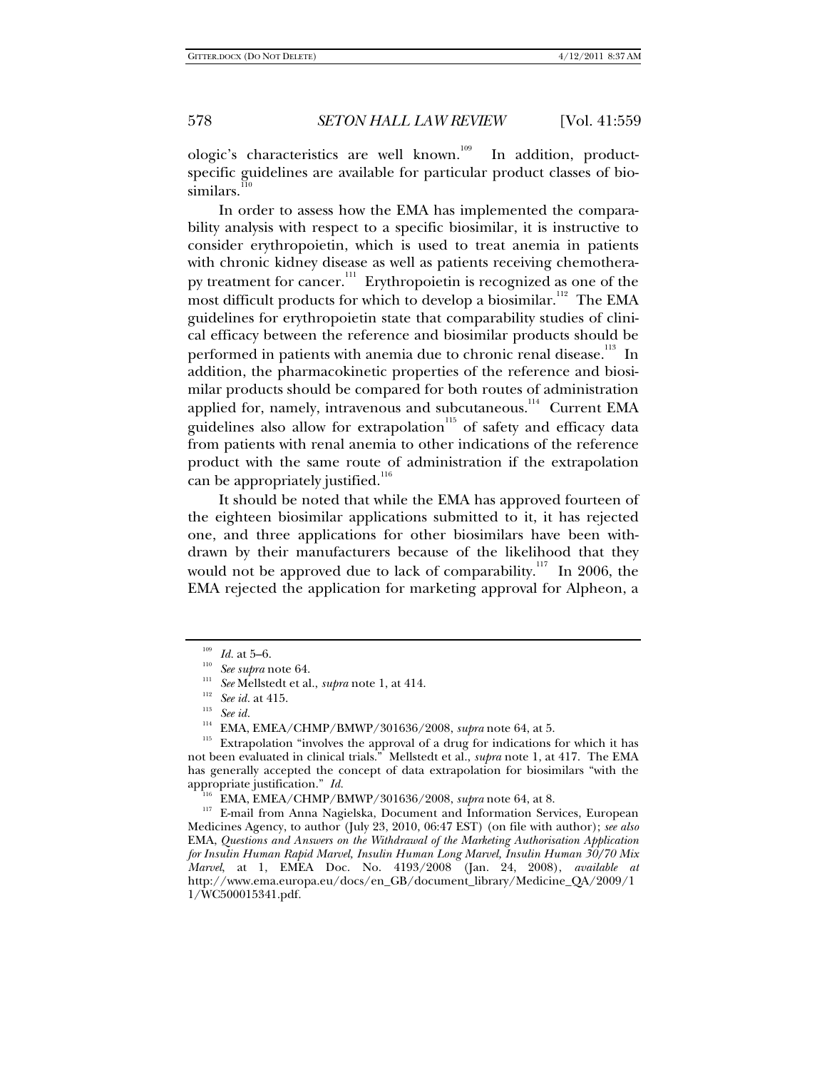ologic's characteristics are well known.[109] In addition, product-specific guidelines are available for particular product classes of biosimilars.[110]

In order to assess how the EMA has implemented the comparability analysis with respect to a specific biosimilar, it is instructive to consider erythropoietin, which is used to treat anemia in patients with chronic kidney disease as well as patients receiving chemotherapy treatment for cancer.[111] Erythropoietin is recognized as one of the most difficult products for which to develop a biosimilar.[112] The EMA guidelines for erythropoietin state that comparability studies of clinical efficacy between the reference and biosimilar products should be performed in patients with anemia due to chronic renal disease.[113] In addition, the pharmacokinetic properties of the reference and biosimilar products should be compared for both routes of administration applied for, namely, intravenous and subcutaneous.[114] Current EMA guidelines also allow for extrapolation[115] of safety and efficacy data from patients with renal anemia to other indications of the reference product with the same route of administration if the extrapolation can be appropriately justified.[116]

It should be noted that while the EMA has approved fourteen of the eighteen biosimilar applications submitted to it, it has rejected one, and three applications for other biosimilars have been withdrawn by their manufacturers because of the likelihood that they would not be approved due to lack of comparability.[117] In 2006, the EMA rejected the application for marketing approval for Alpheon, a

---

[109] *Id.* at 5–6.

[110] *See supra* note 64.

[111] *See* Mellstedt et al., *supra* note 1, at 414.

[112] *See id.* at 415.

[113] *See id.*

[114] EMA, EMEA/CHMP/BMWP/301636/2008, *supra* note 64, at 5.

[115] Extrapolation "involves the approval of a drug for indications for which it has not been evaluated in clinical trials." Mellstedt et al., *supra* note 1, at 417. The EMA has generally accepted the concept of data extrapolation for biosimilars "with the appropriate justification." *Id.*

[116] EMA, EMEA/CHMP/BMWP/301636/2008, *supra* note 64, at 8.

[117] E-mail from Anna Nagielska, Document and Information Services, European Medicines Agency, to author (July 23, 2010, 06:47 EST) (on file with author); *see also* EMA, *Questions and Answers on the Withdrawal of the Marketing Authorisation Application for Insulin Human Rapid Marvel, Insulin Human Long Marvel, Insulin Human 30/70 Mix Marvel*, at 1, EMEA Doc. No. 4193/2008 (Jan. 24, 2008), *available at* http://www.ema.europa.eu/docs/en_GB/document_library/Medicine_QA/2009/11/WC500015341.pdf.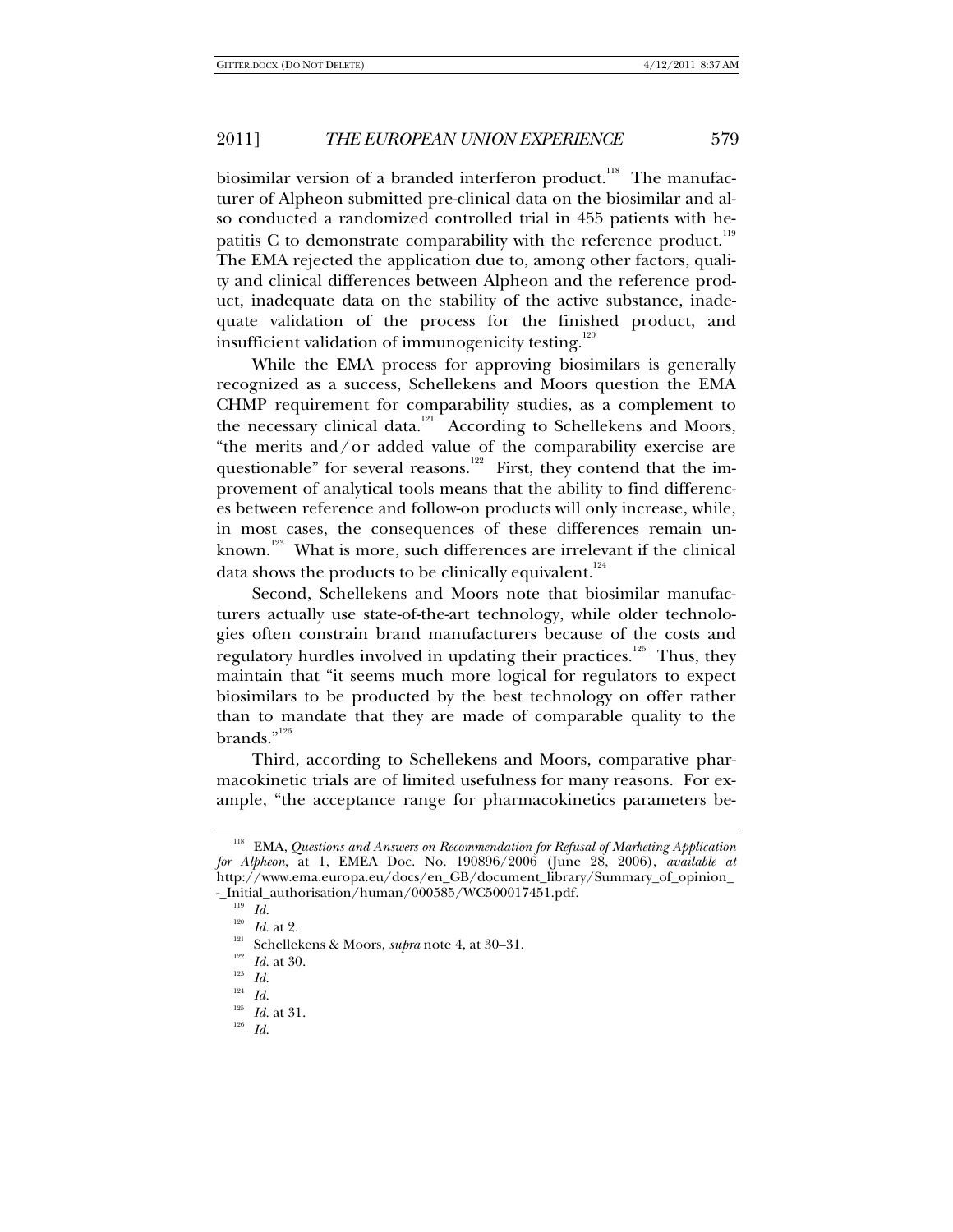biosimilar version of a branded interferon product.[118] The manufacturer of Alpheon submitted pre-clinical data on the biosimilar and also conducted a randomized controlled trial in 455 patients with hepatitis C to demonstrate comparability with the reference product.[119] The EMA rejected the application due to, among other factors, quality and clinical differences between Alpheon and the reference product, inadequate data on the stability of the active substance, inadequate validation of the process for the finished product, and insufficient validation of immunogenicity testing.[120]

While the EMA process for approving biosimilars is generally recognized as a success, Schellekens and Moors question the EMA CHMP requirement for comparability studies, as a complement to the necessary clinical data.[121] According to Schellekens and Moors, "the merits and/or added value of the comparability exercise are questionable" for several reasons.[122] First, they contend that the improvement of analytical tools means that the ability to find differences between reference and follow-on products will only increase, while, in most cases, the consequences of these differences remain unknown.[123] What is more, such differences are irrelevant if the clinical data shows the products to be clinically equivalent.[124]

Second, Schellekens and Moors note that biosimilar manufacturers actually use state-of-the-art technology, while older technologies often constrain brand manufacturers because of the costs and regulatory hurdles involved in updating their practices.[125] Thus, they maintain that "it seems much more logical for regulators to expect biosimilars to be producted by the best technology on offer rather than to mandate that they are made of comparable quality to the brands."[126]

Third, according to Schellekens and Moors, comparative pharmacokinetic trials are of limited usefulness for many reasons. For example, "the acceptance range for pharmacokinetics parameters be-

---

[118] EMA, *Questions and Answers on Recommendation for Refusal of Marketing Application for Alpheon*, at 1, EMEA Doc. No. 190896/2006 (June 28, 2006), *available at* http://www.ema.europa.eu/docs/en_GB/document_library/Summary_of_opinion_-_Initial_authorisation/human/000585/WC500017451.pdf.

[119] *Id.*

[120] *Id.* at 2.

[121] Schellekens & Moors, *supra* note 4, at 30–31.

[122] *Id.* at 30.

[123] *Id.*

[124] *Id.*

[125] *Id.* at 31.

[126] *Id.*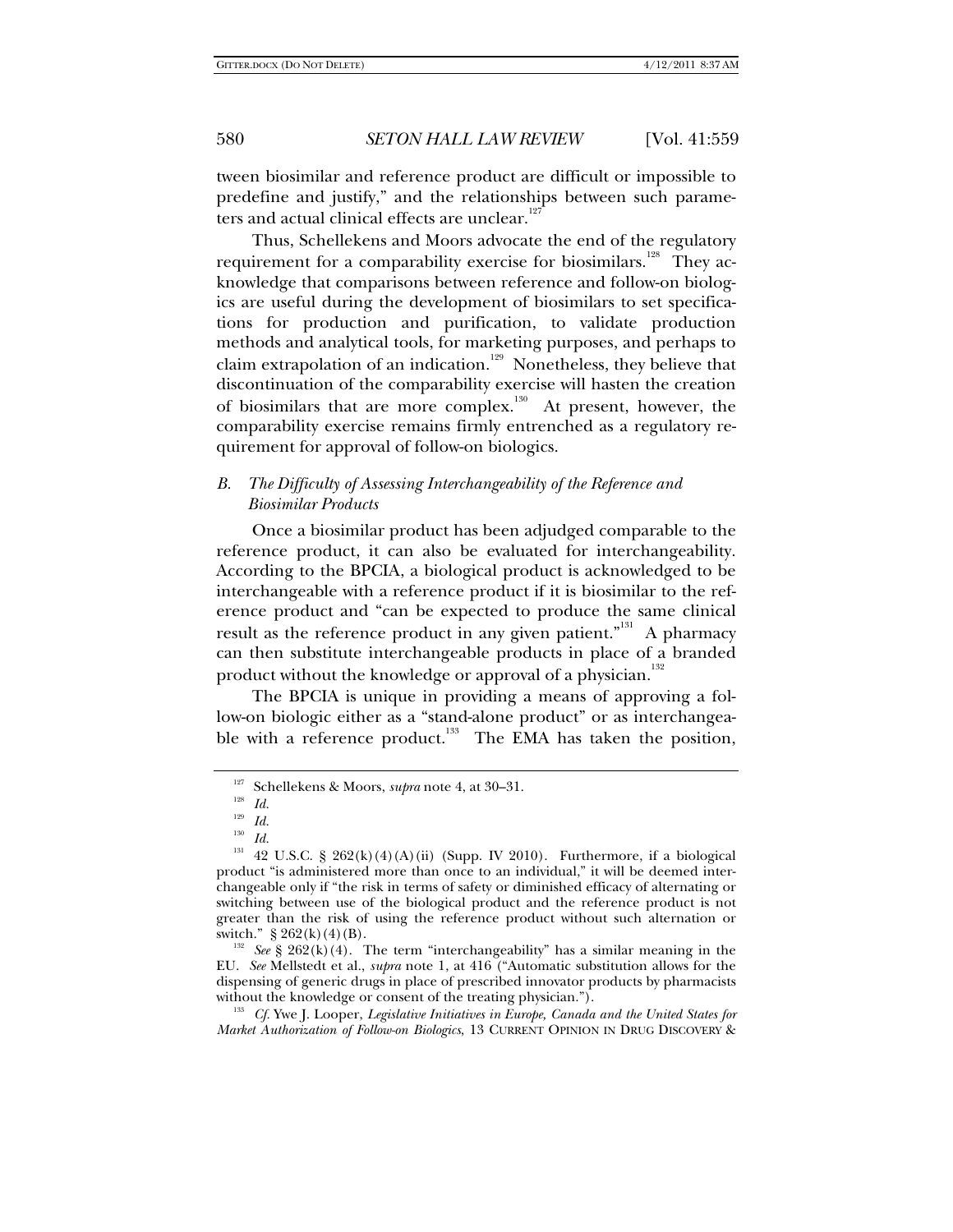tween biosimilar and reference product are difficult or impossible to predefine and justify," and the relationships between such parameters and actual clinical effects are unclear.[127]

Thus, Schellekens and Moors advocate the end of the regulatory requirement for a comparability exercise for biosimilars.[128] They acknowledge that comparisons between reference and follow-on biologics are useful during the development of biosimilars to set specifications for production and purification, to validate production methods and analytical tools, for marketing purposes, and perhaps to claim extrapolation of an indication.[129] Nonetheless, they believe that discontinuation of the comparability exercise will hasten the creation of biosimilars that are more complex.[130] At present, however, the comparability exercise remains firmly entrenched as a regulatory requirement for approval of follow-on biologics.

### *B. The Difficulty of Assessing Interchangeability of the Reference and Biosimilar Products*

Once a biosimilar product has been adjudged comparable to the reference product, it can also be evaluated for interchangeability. According to the BPCIA, a biological product is acknowledged to be interchangeable with a reference product if it is biosimilar to the reference product and "can be expected to produce the same clinical result as the reference product in any given patient."[131] A pharmacy can then substitute interchangeable products in place of a branded product without the knowledge or approval of a physician.[132]

The BPCIA is unique in providing a means of approving a follow-on biologic either as a "stand-alone product" or as interchangeable with a reference product.[133] The EMA has taken the position,

---

[127] Schellekens & Moors, *supra* note 4, at 30–31.

[128] *Id.*

[129] *Id.*

[130] *Id.*

[131] 42 U.S.C. § 262(k)(4)(A)(ii) (Supp. IV 2010). Furthermore, if a biological product "is administered more than once to an individual," it will be deemed interchangeable only if "the risk in terms of safety or diminished efficacy of alternating or switching between use of the biological product and the reference product is not greater than the risk of using the reference product without such alternation or switch." § 262(k)(4)(B).

[132] *See* § 262(k)(4). The term "interchangeability" has a similar meaning in the EU. *See* Mellstedt et al., *supra* note 1, at 416 ("Automatic substitution allows for the dispensing of generic drugs in place of prescribed innovator products by pharmacists without the knowledge or consent of the treating physician.").

[133] *Cf.* Ywe J. Looper, *Legislative Initiatives in Europe, Canada and the United States for Market Authorization of Follow-on Biologics*, 13 CURRENT OPINION IN DRUG DISCOVERY &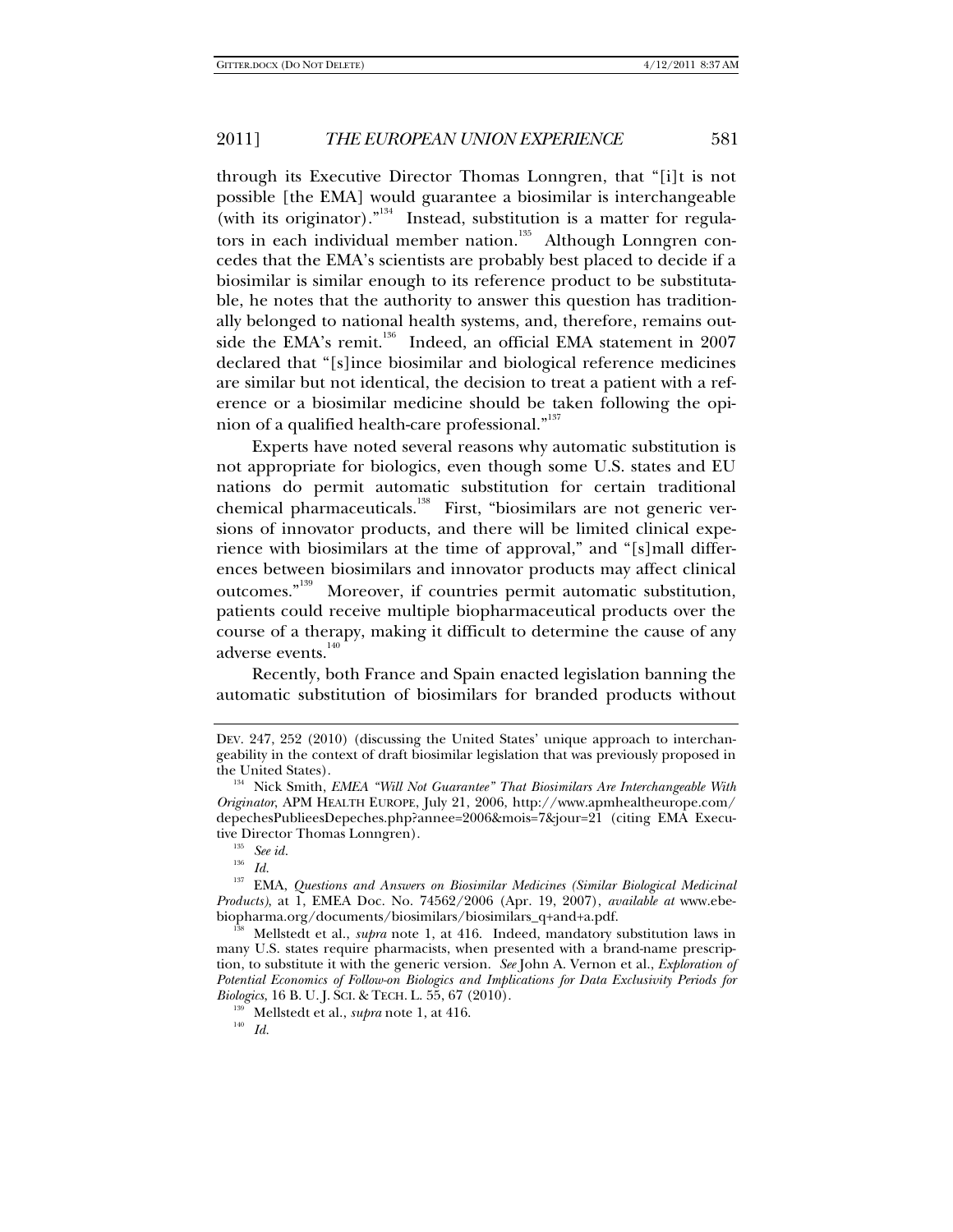through its Executive Director Thomas Lonngren, that "[i]t is not possible [the EMA] would guarantee a biosimilar is interchangeable (with its originator)."[134] Instead, substitution is a matter for regulators in each individual member nation.[135] Although Lonngren concedes that the EMA's scientists are probably best placed to decide if a biosimilar is similar enough to its reference product to be substitutable, he notes that the authority to answer this question has traditionally belonged to national health systems, and, therefore, remains outside the EMA's remit.[136] Indeed, an official EMA statement in 2007 declared that "[s]ince biosimilar and biological reference medicines are similar but not identical, the decision to treat a patient with a reference or a biosimilar medicine should be taken following the opinion of a qualified health-care professional."[137]

Experts have noted several reasons why automatic substitution is not appropriate for biologics, even though some U.S. states and EU nations do permit automatic substitution for certain traditional chemical pharmaceuticals.[138] First, "biosimilars are not generic versions of innovator products, and there will be limited clinical experience with biosimilars at the time of approval," and "[s]mall differences between biosimilars and innovator products may affect clinical outcomes."[139] Moreover, if countries permit automatic substitution, patients could receive multiple biopharmaceutical products over the course of a therapy, making it difficult to determine the cause of any adverse events.[140]

Recently, both France and Spain enacted legislation banning the automatic substitution of biosimilars for branded products without

---

DEV. 247, 252 (2010) (discussing the United States' unique approach to interchangeability in the context of draft biosimilar legislation that was previously proposed in the United States).

[134] Nick Smith, *EMEA "Will Not Guarantee" That Biosimilars Are Interchangeable With Originator*, APM HEALTH EUROPE, July 21, 2006, http://www.apmhealtheurope.com/depechesPublieesDepeches.php?annee=2006&mois=7&jour=21 (citing EMA Executive Director Thomas Lonngren).

[135] *See id.*

[136] *Id.*

[137] EMA, *Questions and Answers on Biosimilar Medicines (Similar Biological Medicinal Products)*, at 1, EMEA Doc. No. 74562/2006 (Apr. 19, 2007), *available at* www.ebe-biopharma.org/documents/biosimilars/biosimilars_q+and+a.pdf.

[138] Mellstedt et al., *supra* note 1, at 416. Indeed, mandatory substitution laws in many U.S. states require pharmacists, when presented with a brand-name prescription, to substitute it with the generic version. *See* John A. Vernon et al., *Exploration of Potential Economics of Follow-on Biologics and Implications for Data Exclusivity Periods for Biologics*, 16 B. U. J. SCI. & TECH. L. 55, 67 (2010).

[139] Mellstedt et al., *supra* note 1, at 416.

[140] *Id.*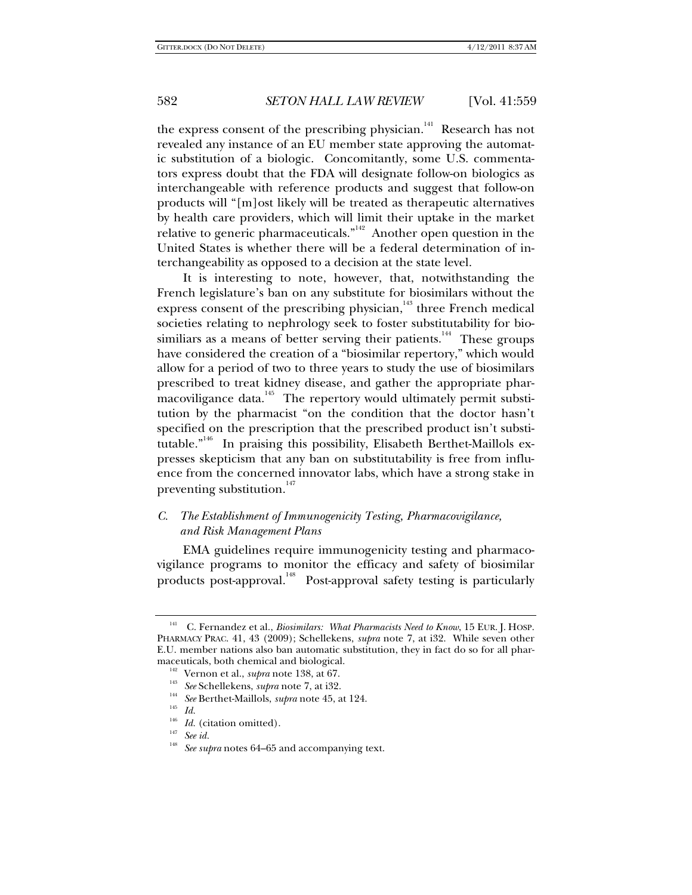the express consent of the prescribing physician.[141] Research has not revealed any instance of an EU member state approving the automatic substitution of a biologic. Concomitantly, some U.S. commentators express doubt that the FDA will designate follow-on biologics as interchangeable with reference products and suggest that follow-on products will "[m]ost likely will be treated as therapeutic alternatives by health care providers, which will limit their uptake in the market relative to generic pharmaceuticals."[142] Another open question in the United States is whether there will be a federal determination of interchangeability as opposed to a decision at the state level.

It is interesting to note, however, that, notwithstanding the French legislature's ban on any substitute for biosimilars without the express consent of the prescribing physician,[143] three French medical societies relating to nephrology seek to foster substitutability for biosimiliars as a means of better serving their patients.[144] These groups have considered the creation of a "biosimilar repertory," which would allow for a period of two to three years to study the use of biosimilars prescribed to treat kidney disease, and gather the appropriate pharmacoviligance data.[145] The repertory would ultimately permit substitution by the pharmacist "on the condition that the doctor hasn't specified on the prescription that the prescribed product isn't substitutable."[146] In praising this possibility, Elisabeth Berthet-Maillols expresses skepticism that any ban on substitutability is free from influence from the concerned innovator labs, which have a strong stake in preventing substitution.[147]

### *C. The Establishment of Immunogenicity Testing, Pharmacovigilance, and Risk Management Plans*

EMA guidelines require immunogenicity testing and pharmacovigilance programs to monitor the efficacy and safety of biosimilar products post-approval.[148] Post-approval safety testing is particularly

---

[141] C. Fernandez et al., *Biosimilars: What Pharmacists Need to Know*, 15 EUR. J. HOSP. PHARMACY PRAC. 41, 43 (2009); Schellekens, *supra* note 7, at i32. While seven other E.U. member nations also ban automatic substitution, they in fact do so for all pharmaceuticals, both chemical and biological.

[142] Vernon et al., *supra* note 138, at 67.

[143] *See* Schellekens, *supra* note 7, at i32.

[144] *See* Berthet-Maillols, *supra* note 45, at 124.

[145] *Id.*

[146] *Id.* (citation omitted).

[147] *See id.*

[148] *See supra* notes 64–65 and accompanying text.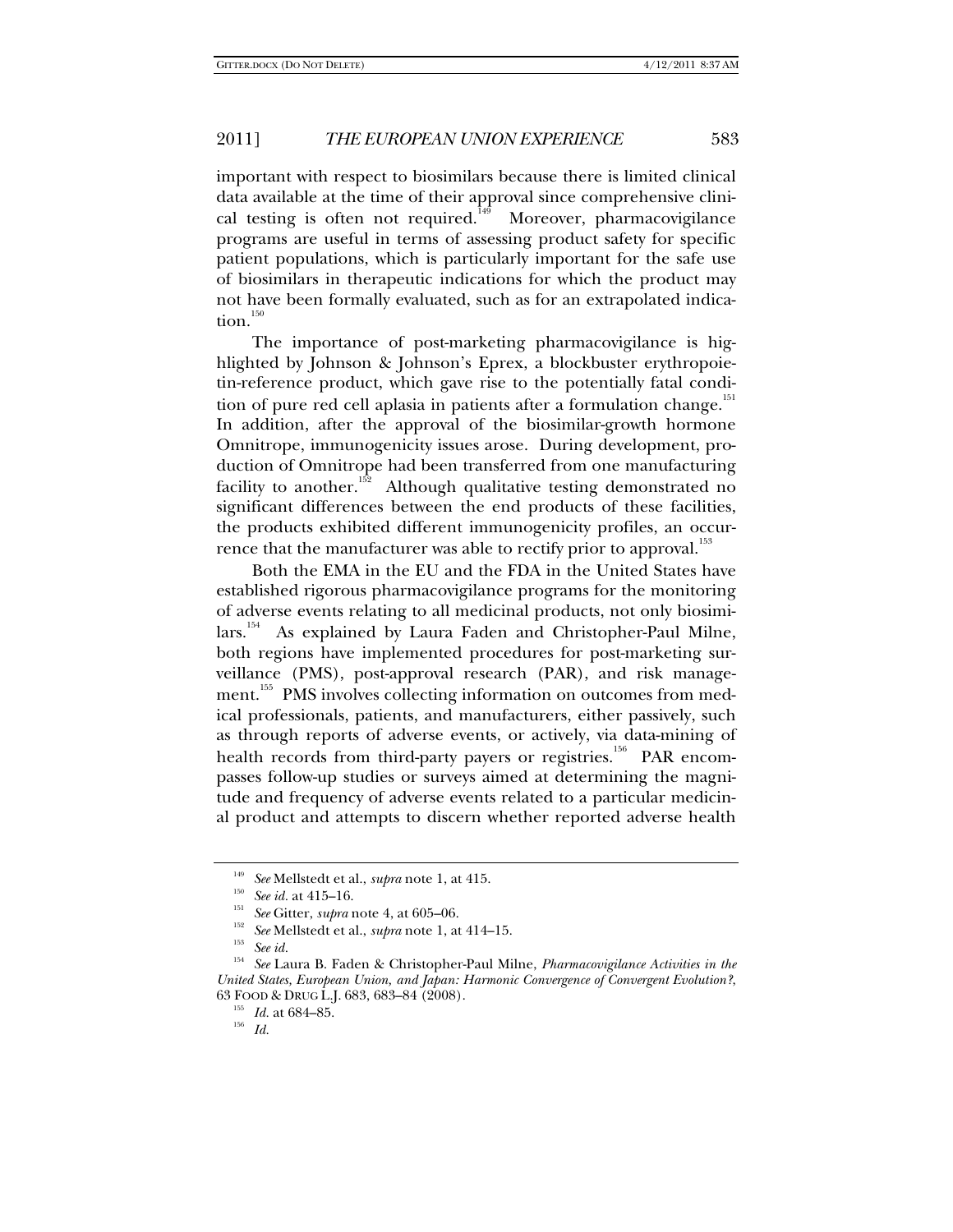important with respect to biosimilars because there is limited clinical data available at the time of their approval since comprehensive clinical testing is often not required.[149] Moreover, pharmacovigilance programs are useful in terms of assessing product safety for specific patient populations, which is particularly important for the safe use of biosimilars in therapeutic indications for which the product may not have been formally evaluated, such as for an extrapolated indication.[150]

The importance of post-marketing pharmacovigilance is highlighted by Johnson & Johnson's Eprex, a blockbuster erythropoietin-reference product, which gave rise to the potentially fatal condition of pure red cell aplasia in patients after a formulation change.[151] In addition, after the approval of the biosimilar-growth hormone Omnitrope, immunogenicity issues arose. During development, production of Omnitrope had been transferred from one manufacturing facility to another.[152] Although qualitative testing demonstrated no significant differences between the end products of these facilities, the products exhibited different immunogenicity profiles, an occurrence that the manufacturer was able to rectify prior to approval.[153]

Both the EMA in the EU and the FDA in the United States have established rigorous pharmacovigilance programs for the monitoring of adverse events relating to all medicinal products, not only biosimilars.[154] As explained by Laura Faden and Christopher-Paul Milne, both regions have implemented procedures for post-marketing surveillance (PMS), post-approval research (PAR), and risk management.[155] PMS involves collecting information on outcomes from medical professionals, patients, and manufacturers, either passively, such as through reports of adverse events, or actively, via data-mining of health records from third-party payers or registries.[156] PAR encompasses follow-up studies or surveys aimed at determining the magnitude and frequency of adverse events related to a particular medicinal product and attempts to discern whether reported adverse health

---

[149] *See* Mellstedt et al., *supra* note 1, at 415.

[150] *See id.* at 415–16.

[151] *See* Gitter, *supra* note 4, at 605–06.

[152] *See* Mellstedt et al., *supra* note 1, at 414–15.

[153] *See id.*

[154] *See* Laura B. Faden & Christopher-Paul Milne, *Pharmacovigilance Activities in the United States, European Union, and Japan: Harmonic Convergence of Convergent Evolution?*, 63 FOOD & DRUG L.J. 683, 683–84 (2008).

[155] *Id.* at 684–85.

[156] *Id.*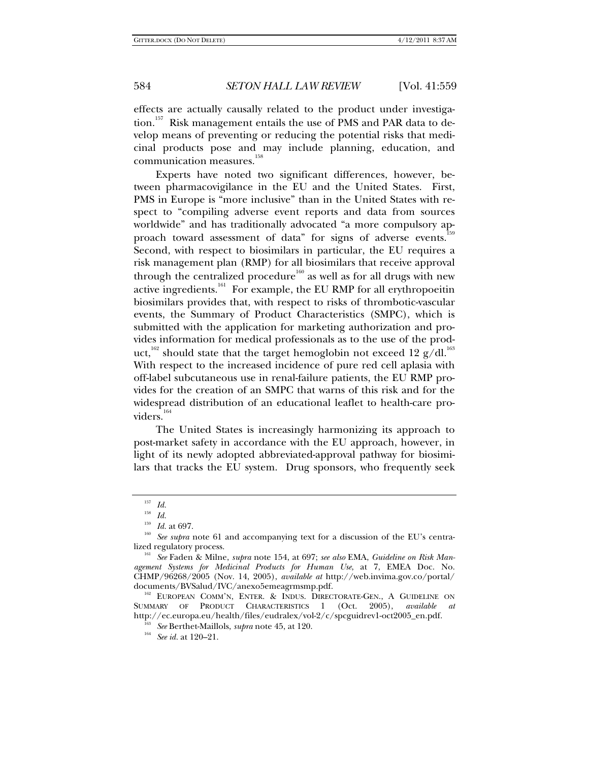effects are actually causally related to the product under investigation.[157] Risk management entails the use of PMS and PAR data to develop means of preventing or reducing the potential risks that medicinal products pose and may include planning, education, and communication measures.[158]

Experts have noted two significant differences, however, between pharmacovigilance in the EU and the United States. First, PMS in Europe is "more inclusive" than in the United States with respect to "compiling adverse event reports and data from sources worldwide" and has traditionally advocated "a more compulsory approach toward assessment of data" for signs of adverse events.[159] Second, with respect to biosimilars in particular, the EU requires a risk management plan (RMP) for all biosimilars that receive approval through the centralized procedure[160] as well as for all drugs with new active ingredients.[161] For example, the EU RMP for all erythropoeitin biosimilars provides that, with respect to risks of thrombotic-vascular events, the Summary of Product Characteristics (SMPC), which is submitted with the application for marketing authorization and provides information for medical professionals as to the use of the product,[162] should state that the target hemoglobin not exceed 12 g/dl.[163] With respect to the increased incidence of pure red cell aplasia with off-label subcutaneous use in renal-failure patients, the EU RMP provides for the creation of an SMPC that warns of this risk and for the widespread distribution of an educational leaflet to health-care providers.[164]

The United States is increasingly harmonizing its approach to post-market safety in accordance with the EU approach, however, in light of its newly adopted abbreviated-approval pathway for biosimilars that tracks the EU system. Drug sponsors, who frequently seek

---

[157] *Id.*

[158] *Id.*

[159] *Id.* at 697.

[160] *See supra* note 61 and accompanying text for a discussion of the EU's centralized regulatory process.

[161] *See* Faden & Milne, *supra* note 154, at 697; *see also* EMA, *Guideline on Risk Management Systems for Medicinal Products for Human Use*, at 7, EMEA Doc. No. CHMP/96268/2005 (Nov. 14, 2005), *available at* http://web.invima.gov.co/portal/documents/BVSalud/IVC/anexo5emeagrmsmp.pdf.

[162] EUROPEAN COMM'N, ENTER. & INDUS. DIRECTORATE-GEN., A GUIDELINE ON SUMMARY OF PRODUCT CHARACTERISTICS 1 (Oct. 2005), *available at* http://ec.europa.eu/health/files/eudralex/vol-2/c/spcguidrev1-oct2005_en.pdf.

[163] *See* Berthet-Maillols, *supra* note 45, at 120.

[164] *See id.* at 120–21.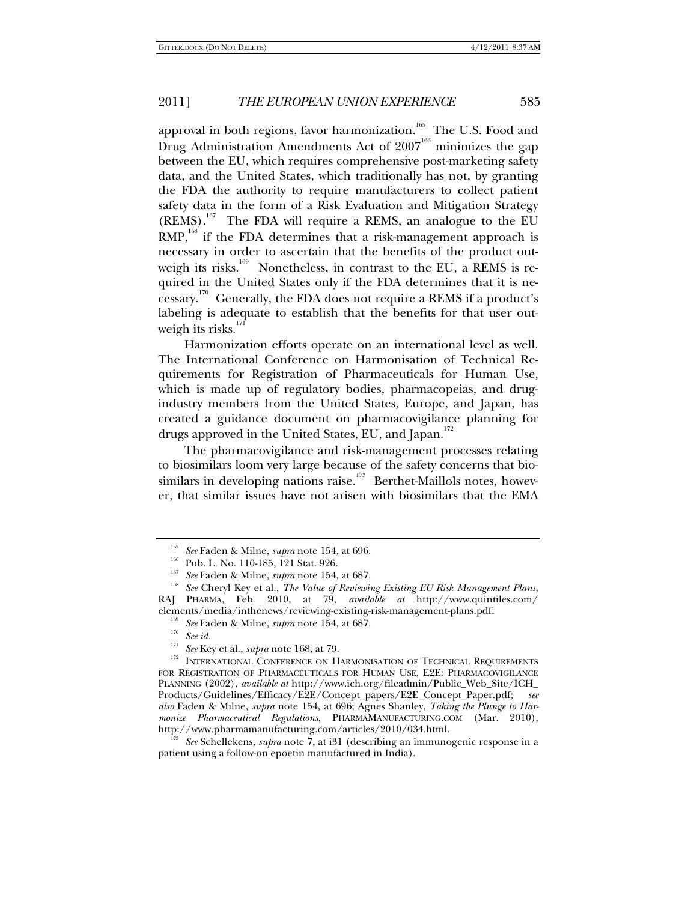approval in both regions, favor harmonization.[165] The U.S. Food and Drug Administration Amendments Act of 2007[166] minimizes the gap between the EU, which requires comprehensive post-marketing safety data, and the United States, which traditionally has not, by granting the FDA the authority to require manufacturers to collect patient safety data in the form of a Risk Evaluation and Mitigation Strategy (REMS).[167] The FDA will require a REMS, an analogue to the EU RMP,[168] if the FDA determines that a risk-management approach is necessary in order to ascertain that the benefits of the product outweigh its risks.[169] Nonetheless, in contrast to the EU, a REMS is required in the United States only if the FDA determines that it is necessary.[170] Generally, the FDA does not require a REMS if a product's labeling is adequate to establish that the benefits for that user outweigh its risks.[171]

Harmonization efforts operate on an international level as well. The International Conference on Harmonisation of Technical Requirements for Registration of Pharmaceuticals for Human Use, which is made up of regulatory bodies, pharmacopeias, and drug-industry members from the United States, Europe, and Japan, has created a guidance document on pharmacovigilance planning for drugs approved in the United States, EU, and Japan.[172]

The pharmacovigilance and risk-management processes relating to biosimilars loom very large because of the safety concerns that biosimilars in developing nations raise.[173] Berthet-Maillols notes, however, that similar issues have not arisen with biosimilars that the EMA

---

[165] *See* Faden & Milne, *supra* note 154, at 696.

[166] Pub. L. No. 110-185, 121 Stat. 926.

[167] *See* Faden & Milne, *supra* note 154, at 687.

[168] *See* Cheryl Key et al., *The Value of Reviewing Existing EU Risk Management Plans*, RAJ PHARMA, Feb. 2010, at 79, *available at* http://www.quintiles.com/elements/media/inthenews/reviewing-existing-risk-management-plans.pdf.

[169] *See* Faden & Milne, *supra* note 154, at 687.

[170] *See id.*

[171] *See* Key et al., *supra* note 168, at 79.

[172] INTERNATIONAL CONFERENCE ON HARMONISATION OF TECHNICAL REQUIREMENTS FOR REGISTRATION OF PHARMACEUTICALS FOR HUMAN USE, E2E: PHARMACOVIGILANCE PLANNING (2002), *available at* http://www.ich.org/fileadmin/Public_Web_Site/ICH_Products/Guidelines/Efficacy/E2E/Concept_papers/E2E_Concept_Paper.pdf; *see also* Faden & Milne, *supra* note 154, at 696; Agnes Shanley, *Taking the Plunge to Harmonize Pharmaceutical Regulations*, PHARMAMANUFACTURING.COM (Mar. 2010), http://www.pharmamanufacturing.com/articles/2010/034.html.

[173] *See* Schellekens, *supra* note 7, at i31 (describing an immunogenic response in a patient using a follow-on epoetin manufactured in India).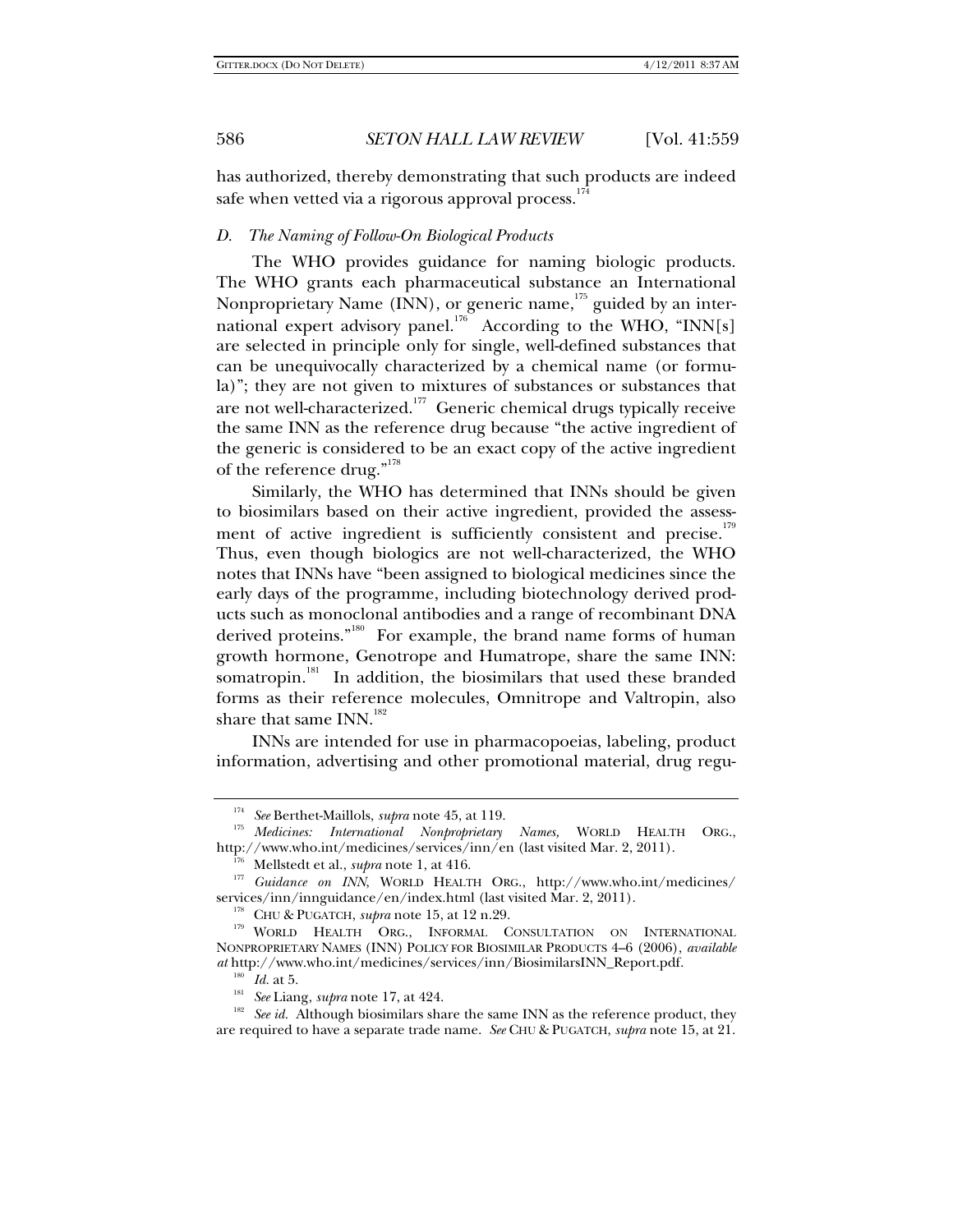has authorized, thereby demonstrating that such products are indeed safe when vetted via a rigorous approval process.[174]

### *D. The Naming of Follow-On Biological Products*

The WHO provides guidance for naming biologic products. The WHO grants each pharmaceutical substance an International Nonproprietary Name (INN), or generic name,[175] guided by an international expert advisory panel.[176] According to the WHO, "INN[s] are selected in principle only for single, well-defined substances that can be unequivocally characterized by a chemical name (or formula)"; they are not given to mixtures of substances or substances that are not well-characterized.[177] Generic chemical drugs typically receive the same INN as the reference drug because "the active ingredient of the generic is considered to be an exact copy of the active ingredient of the reference drug."[178]

Similarly, the WHO has determined that INNs should be given to biosimilars based on their active ingredient, provided the assessment of active ingredient is sufficiently consistent and precise.[179] Thus, even though biologics are not well-characterized, the WHO notes that INNs have "been assigned to biological medicines since the early days of the programme, including biotechnology derived products such as monoclonal antibodies and a range of recombinant DNA derived proteins."[180] For example, the brand name forms of human growth hormone, Genotrope and Humatrope, share the same INN: somatropin.[181] In addition, the biosimilars that used these branded forms as their reference molecules, Omnitrope and Valtropin, also share that same INN.[182]

INNs are intended for use in pharmacopoeias, labeling, product information, advertising and other promotional material, drug regu-

---

[174] *See* Berthet-Maillols, *supra* note 45, at 119.

[175] *Medicines: International Nonproprietary Names,* WORLD HEALTH ORG., http://www.who.int/medicines/services/inn/en (last visited Mar. 2, 2011).

[176] Mellstedt et al., *supra* note 1, at 416.

[177] *Guidance on INN*, WORLD HEALTH ORG., http://www.who.int/medicines/services/inn/innguidance/en/index.html (last visited Mar. 2, 2011).

[178] CHU & PUGATCH, *supra* note 15, at 12 n.29.

[179] WORLD HEALTH ORG., INFORMAL CONSULTATION ON INTERNATIONAL NONPROPRIETARY NAMES (INN) POLICY FOR BIOSIMILAR PRODUCTS 4–6 (2006), *available at* http://www.who.int/medicines/services/inn/BiosimilarsINN_Report.pdf.

[180] *Id.* at 5.

[181] *See* Liang, *supra* note 17, at 424.

[182] *See id.* Although biosimilars share the same INN as the reference product, they are required to have a separate trade name. *See* CHU & PUGATCH, *supra* note 15, at 21.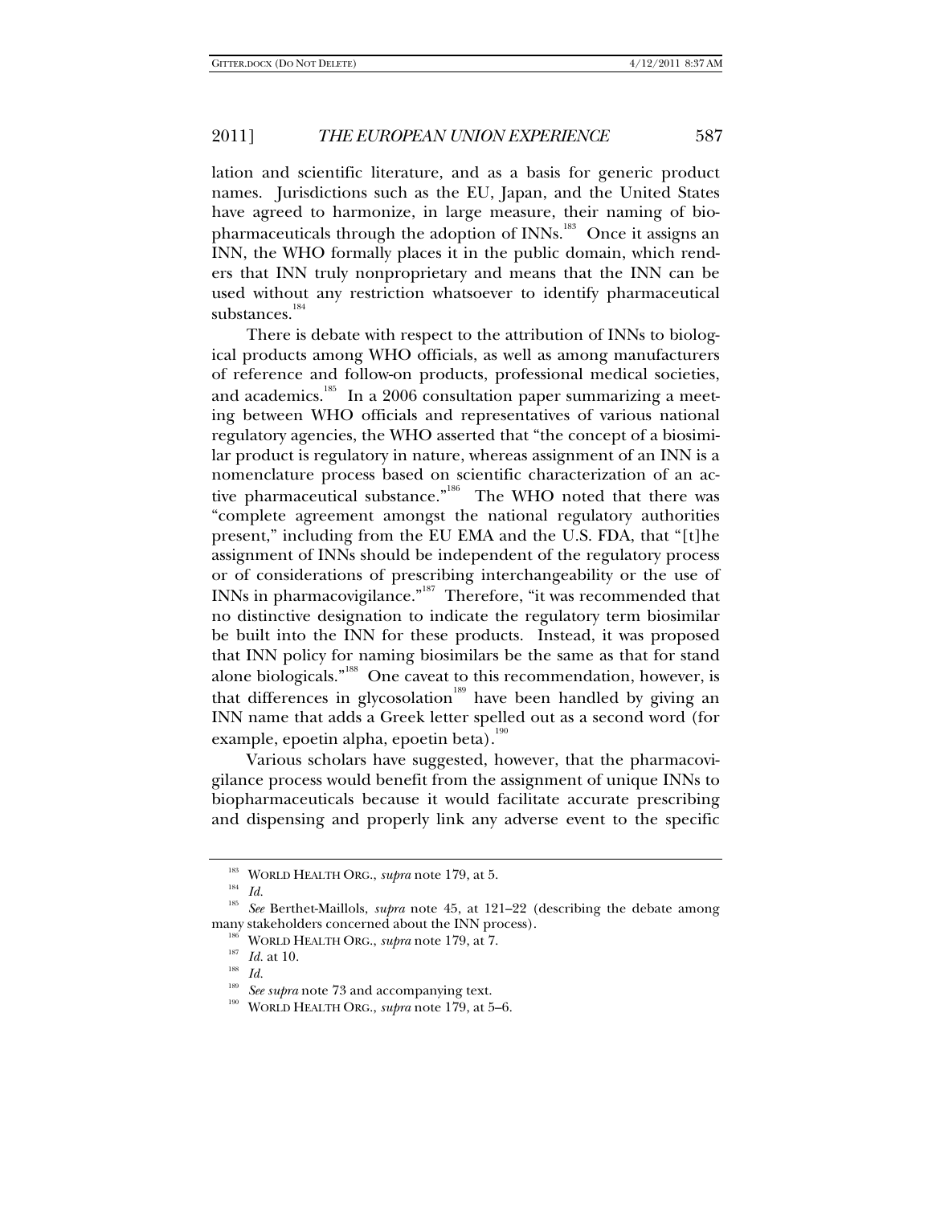lation and scientific literature, and as a basis for generic product names. Jurisdictions such as the EU, Japan, and the United States have agreed to harmonize, in large measure, their naming of biopharmaceuticals through the adoption of INNs.[183] Once it assigns an INN, the WHO formally places it in the public domain, which renders that INN truly nonproprietary and means that the INN can be used without any restriction whatsoever to identify pharmaceutical substances.[184]

There is debate with respect to the attribution of INNs to biological products among WHO officials, as well as among manufacturers of reference and follow-on products, professional medical societies, and academics.[185] In a 2006 consultation paper summarizing a meeting between WHO officials and representatives of various national regulatory agencies, the WHO asserted that "the concept of a biosimilar product is regulatory in nature, whereas assignment of an INN is a nomenclature process based on scientific characterization of an active pharmaceutical substance."[186] The WHO noted that there was "complete agreement amongst the national regulatory authorities present," including from the EU EMA and the U.S. FDA, that "[t]he assignment of INNs should be independent of the regulatory process or of considerations of prescribing interchangeability or the use of INNs in pharmacovigilance."[187] Therefore, "it was recommended that no distinctive designation to indicate the regulatory term biosimilar be built into the INN for these products. Instead, it was proposed that INN policy for naming biosimilars be the same as that for stand alone biologicals."[188] One caveat to this recommendation, however, is that differences in glycosolation[189] have been handled by giving an INN name that adds a Greek letter spelled out as a second word (for example, epoetin alpha, epoetin beta).[190]

Various scholars have suggested, however, that the pharmacovigilance process would benefit from the assignment of unique INNs to biopharmaceuticals because it would facilitate accurate prescribing and dispensing and properly link any adverse event to the specific

---

[183] WORLD HEALTH ORG., *supra* note 179, at 5.

[184] *Id.*

[185] *See* Berthet-Maillols, *supra* note 45, at 121–22 (describing the debate among many stakeholders concerned about the INN process).

[186] WORLD HEALTH ORG., *supra* note 179, at 7.

[187] *Id.* at 10.

[188] *Id.*

[189] *See supra* note 73 and accompanying text.

[190] WORLD HEALTH ORG., *supra* note 179, at 5–6.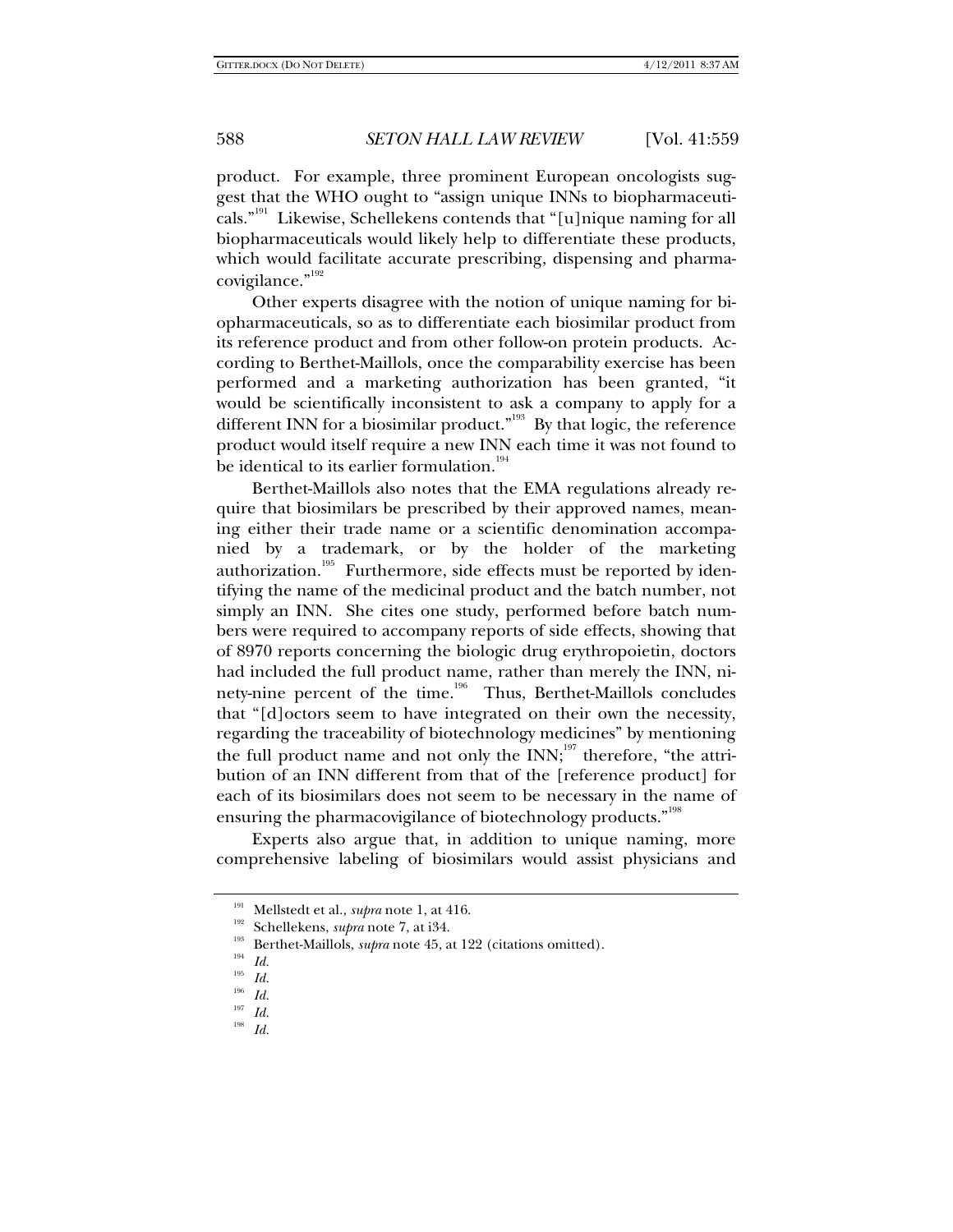product. For example, three prominent European oncologists suggest that the WHO ought to "assign unique INNs to biopharmaceuticals."[191] Likewise, Schellekens contends that "[u]nique naming for all biopharmaceuticals would likely help to differentiate these products, which would facilitate accurate prescribing, dispensing and pharmacovigilance."[192]

Other experts disagree with the notion of unique naming for biopharmaceuticals, so as to differentiate each biosimilar product from its reference product and from other follow-on protein products. According to Berthet-Maillols, once the comparability exercise has been performed and a marketing authorization has been granted, "it would be scientifically inconsistent to ask a company to apply for a different INN for a biosimilar product."[193] By that logic, the reference product would itself require a new INN each time it was not found to be identical to its earlier formulation.[194]

Berthet-Maillols also notes that the EMA regulations already require that biosimilars be prescribed by their approved names, meaning either their trade name or a scientific denomination accompanied by a trademark, or by the holder of the marketing authorization.[195] Furthermore, side effects must be reported by identifying the name of the medicinal product and the batch number, not simply an INN. She cites one study, performed before batch numbers were required to accompany reports of side effects, showing that of 8970 reports concerning the biologic drug erythropoietin, doctors had included the full product name, rather than merely the INN, ninety-nine percent of the time.[196] Thus, Berthet-Maillols concludes that "[d]octors seem to have integrated on their own the necessity, regarding the traceability of biotechnology medicines" by mentioning the full product name and not only the INN;[197] therefore, "the attribution of an INN different from that of the [reference product] for each of its biosimilars does not seem to be necessary in the name of ensuring the pharmacovigilance of biotechnology products."[198]

Experts also argue that, in addition to unique naming, more comprehensive labeling of biosimilars would assist physicians and

---

[191] Mellstedt et al., *supra* note 1, at 416.

[192] Schellekens, *supra* note 7, at i34.

[193] Berthet-Maillols, *supra* note 45, at 122 (citations omitted).

[194] *Id.*

[195] *Id.*

[196] *Id.*

[197] *Id.*

[198] *Id.*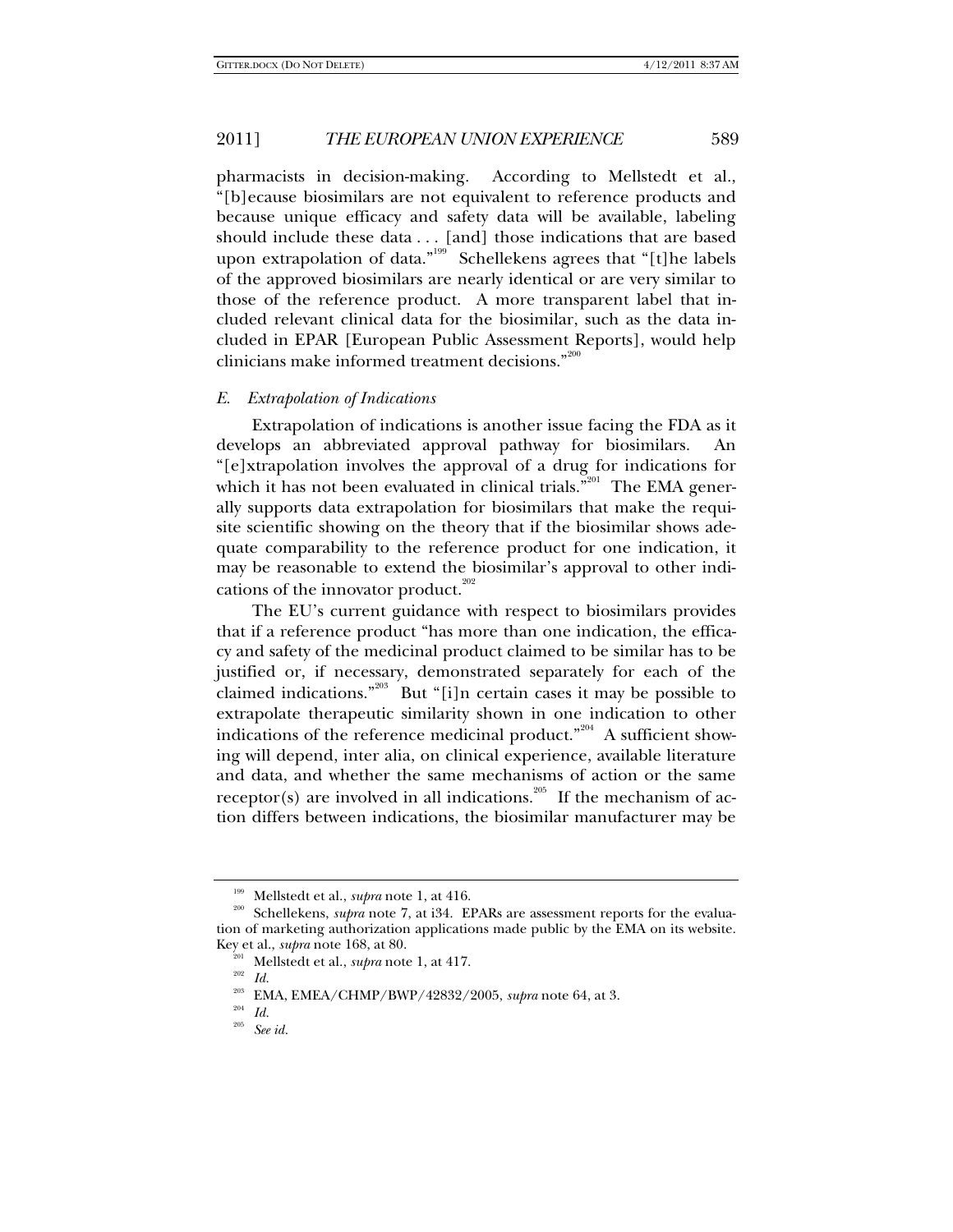pharmacists in decision-making. According to Mellstedt et al., "[b]ecause biosimilars are not equivalent to reference products and because unique efficacy and safety data will be available, labeling should include these data . . . [and] those indications that are based upon extrapolation of data."[199] Schellekens agrees that "[t]he labels of the approved biosimilars are nearly identical or are very similar to those of the reference product. A more transparent label that included relevant clinical data for the biosimilar, such as the data included in EPAR [European Public Assessment Reports], would help clinicians make informed treatment decisions."[200]

### *E. Extrapolation of Indications*

Extrapolation of indications is another issue facing the FDA as it develops an abbreviated approval pathway for biosimilars. An "[e]xtrapolation involves the approval of a drug for indications for which it has not been evaluated in clinical trials."[201] The EMA generally supports data extrapolation for biosimilars that make the requisite scientific showing on the theory that if the biosimilar shows adequate comparability to the reference product for one indication, it may be reasonable to extend the biosimilar's approval to other indications of the innovator product.[202]

The EU's current guidance with respect to biosimilars provides that if a reference product "has more than one indication, the efficacy and safety of the medicinal product claimed to be similar has to be justified or, if necessary, demonstrated separately for each of the claimed indications."[203] But "[i]n certain cases it may be possible to extrapolate therapeutic similarity shown in one indication to other indications of the reference medicinal product."[204] A sufficient showing will depend, inter alia, on clinical experience, available literature and data, and whether the same mechanisms of action or the same receptor(s) are involved in all indications.[205] If the mechanism of action differs between indications, the biosimilar manufacturer may be

---

[199] Mellstedt et al., *supra* note 1, at 416.

[200] Schellekens, *supra* note 7, at i34. EPARs are assessment reports for the evaluation of marketing authorization applications made public by the EMA on its website. Key et al., *supra* note 168, at 80.

[201] Mellstedt et al., *supra* note 1, at 417.

[202] *Id.*

[203] EMA, EMEA/CHMP/BWP/42832/2005, *supra* note 64, at 3.

[204] *Id.*

[205] *See id.*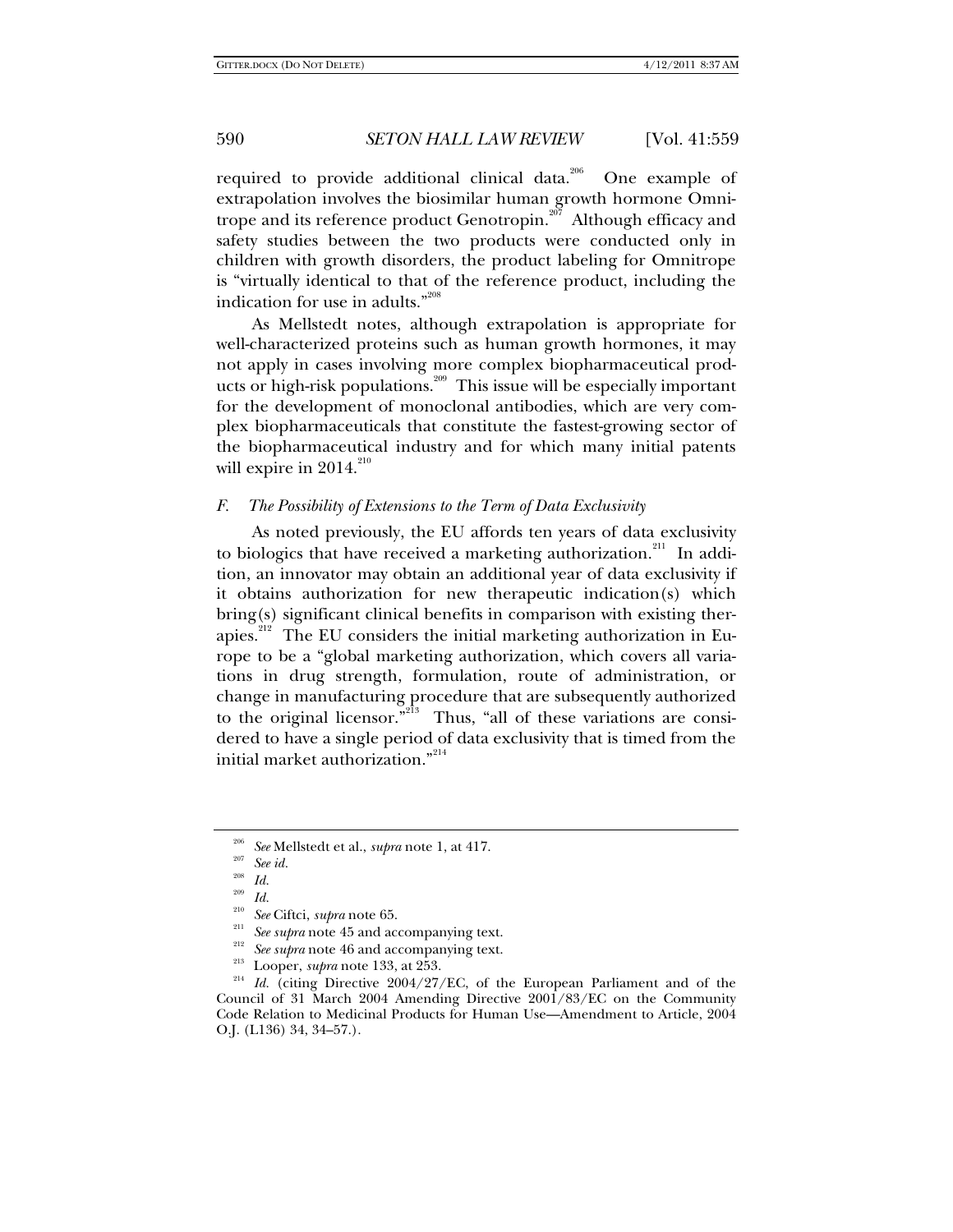required to provide additional clinical data.[206] One example of extrapolation involves the biosimilar human growth hormone Omnitrope and its reference product Genotropin.[207] Although efficacy and safety studies between the two products were conducted only in children with growth disorders, the product labeling for Omnitrope is "virtually identical to that of the reference product, including the indication for use in adults."[208]

As Mellstedt notes, although extrapolation is appropriate for well-characterized proteins such as human growth hormones, it may not apply in cases involving more complex biopharmaceutical products or high-risk populations.[209] This issue will be especially important for the development of monoclonal antibodies, which are very complex biopharmaceuticals that constitute the fastest-growing sector of the biopharmaceutical industry and for which many initial patents will expire in 2014.[210]

### *F. The Possibility of Extensions to the Term of Data Exclusivity*

As noted previously, the EU affords ten years of data exclusivity to biologics that have received a marketing authorization.[211] In addition, an innovator may obtain an additional year of data exclusivity if it obtains authorization for new therapeutic indication(s) which bring(s) significant clinical benefits in comparison with existing therapies.[212] The EU considers the initial marketing authorization in Europe to be a "global marketing authorization, which covers all variations in drug strength, formulation, route of administration, or change in manufacturing procedure that are subsequently authorized to the original licensor."[213] Thus, "all of these variations are considered to have a single period of data exclusivity that is timed from the initial market authorization."[214]

---

[206] *See* Mellstedt et al., *supra* note 1, at 417.

[207] *See id.*

[208] *Id.*

[209] *Id.*

[210] *See* Ciftci, *supra* note 65.

[211] *See supra* note 45 and accompanying text.

[212] *See supra* note 46 and accompanying text.

[213] Looper, *supra* note 133, at 253.

[214] *Id.* (citing Directive 2004/27/EC, of the European Parliament and of the Council of 31 March 2004 Amending Directive 2001/83/EC on the Community Code Relation to Medicinal Products for Human Use—Amendment to Article, 2004 O.J. (L136) 34, 34–57.).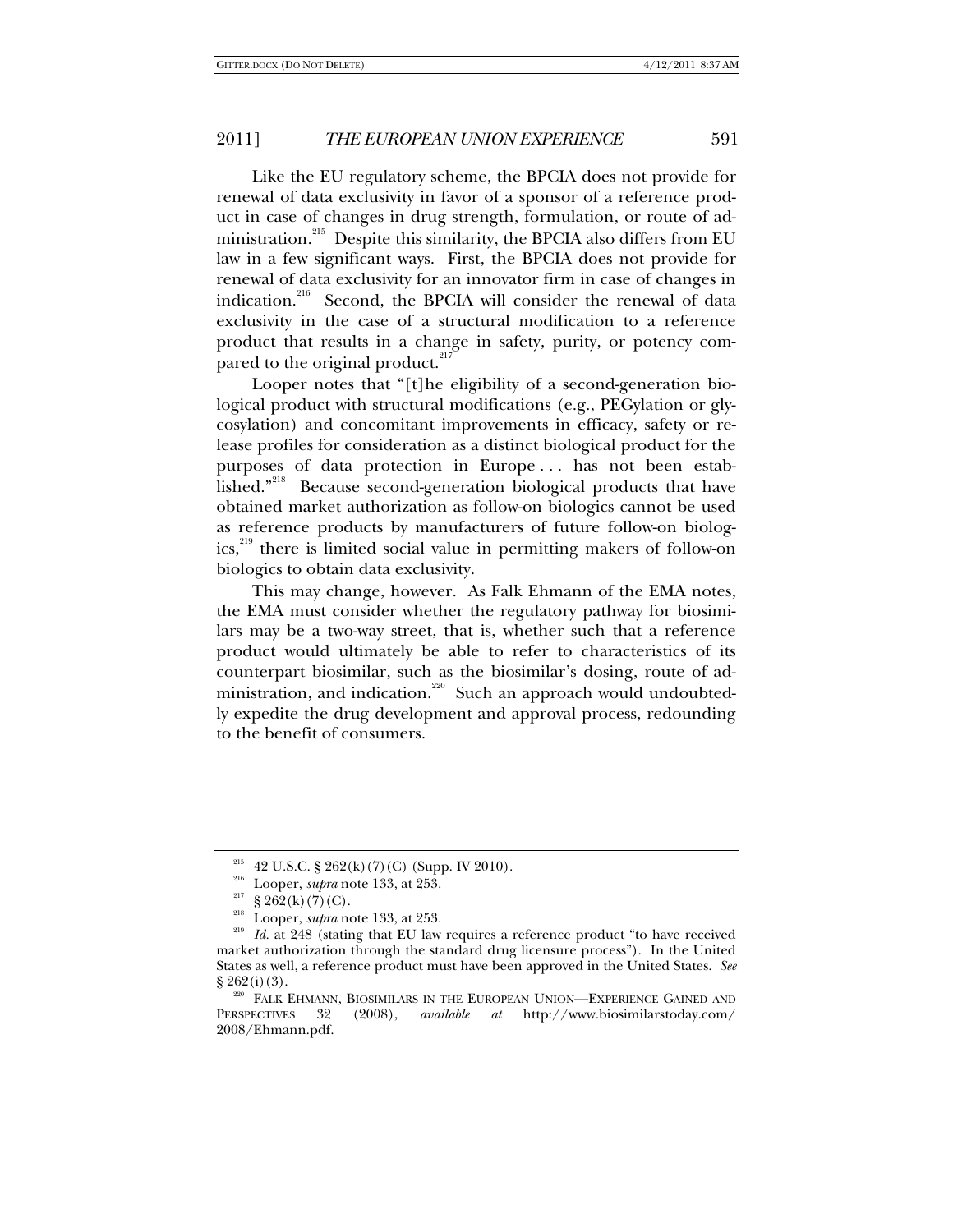Like the EU regulatory scheme, the BPCIA does not provide for renewal of data exclusivity in favor of a sponsor of a reference product in case of changes in drug strength, formulation, or route of administration.[215] Despite this similarity, the BPCIA also differs from EU law in a few significant ways. First, the BPCIA does not provide for renewal of data exclusivity for an innovator firm in case of changes in indication.[216] Second, the BPCIA will consider the renewal of data exclusivity in the case of a structural modification to a reference product that results in a change in safety, purity, or potency compared to the original product.[217]

Looper notes that "[t]he eligibility of a second-generation biological product with structural modifications (e.g., PEGylation or glycosylation) and concomitant improvements in efficacy, safety or release profiles for consideration as a distinct biological product for the purposes of data protection in Europe . . . has not been established."[218] Because second-generation biological products that have obtained market authorization as follow-on biologics cannot be used as reference products by manufacturers of future follow-on biologics,[219] there is limited social value in permitting makers of follow-on biologics to obtain data exclusivity.

This may change, however. As Falk Ehmann of the EMA notes, the EMA must consider whether the regulatory pathway for biosimilars may be a two-way street, that is, whether such that a reference product would ultimately be able to refer to characteristics of its counterpart biosimilar, such as the biosimilar's dosing, route of administration, and indication.[220] Such an approach would undoubtedly expedite the drug development and approval process, redounding to the benefit of consumers.

---

[215] 42 U.S.C. § 262(k)(7)(C) (Supp. IV 2010).

[216] Looper, *supra* note 133, at 253.

[217] § 262(k)(7)(C).

[218] Looper, *supra* note 133, at 253.

[219] *Id.* at 248 (stating that EU law requires a reference product "to have received market authorization through the standard drug licensure process"). In the United States as well, a reference product must have been approved in the United States. *See* § 262(i)(3).

[220] FALK EHMANN, BIOSIMILARS IN THE EUROPEAN UNION—EXPERIENCE GAINED AND PERSPECTIVES 32 (2008), *available at* http://www.biosimilarstoday.com/2008/Ehmann.pdf.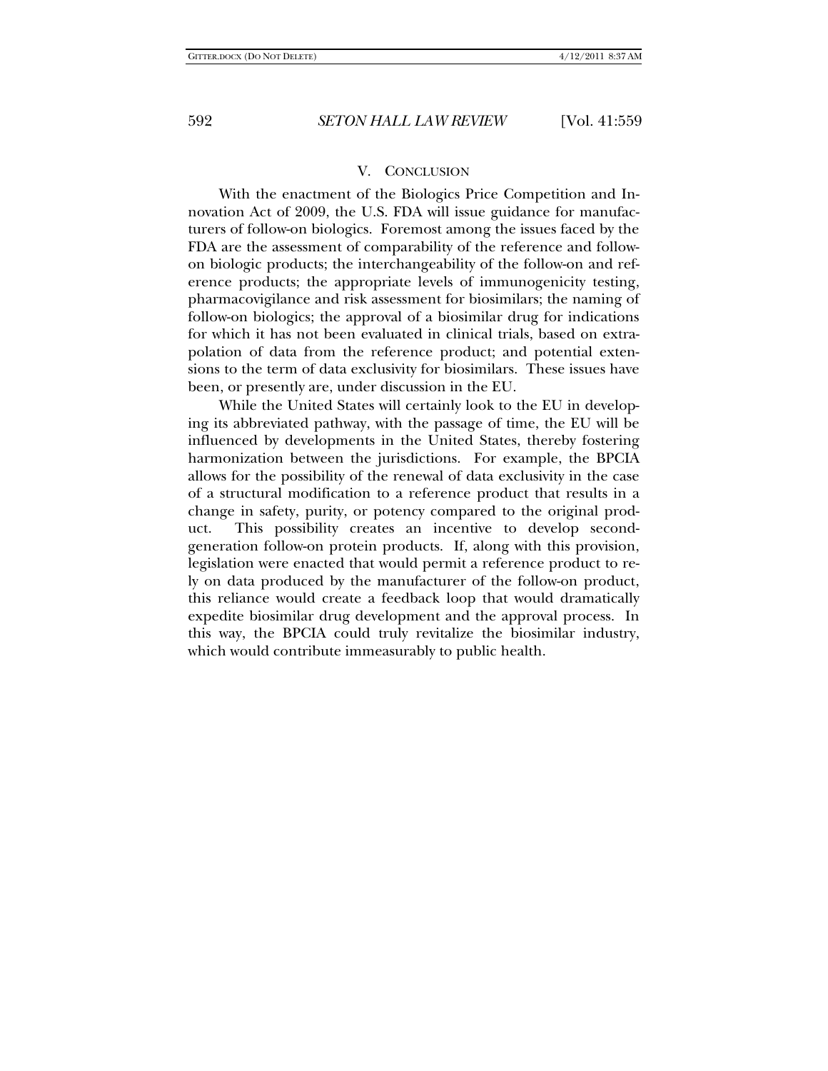## V. CONCLUSION

With the enactment of the Biologics Price Competition and Innovation Act of 2009, the U.S. FDA will issue guidance for manufacturers of follow-on biologics. Foremost among the issues faced by the FDA are the assessment of comparability of the reference and follow-on biologic products; the interchangeability of the follow-on and reference products; the appropriate levels of immunogenicity testing, pharmacovigilance and risk assessment for biosimilars; the naming of follow-on biologics; the approval of a biosimilar drug for indications for which it has not been evaluated in clinical trials, based on extrapolation of data from the reference product; and potential extensions to the term of data exclusivity for biosimilars. These issues have been, or presently are, under discussion in the EU.

While the United States will certainly look to the EU in developing its abbreviated pathway, with the passage of time, the EU will be influenced by developments in the United States, thereby fostering harmonization between the jurisdictions. For example, the BPCIA allows for the possibility of the renewal of data exclusivity in the case of a structural modification to a reference product that results in a change in safety, purity, or potency compared to the original product. This possibility creates an incentive to develop second-generation follow-on protein products. If, along with this provision, legislation were enacted that would permit a reference product to rely on data produced by the manufacturer of the follow-on product, this reliance would create a feedback loop that would dramatically expedite biosimilar drug development and the approval process. In this way, the BPCIA could truly revitalize the biosimilar industry, which would contribute immeasurably to public health.